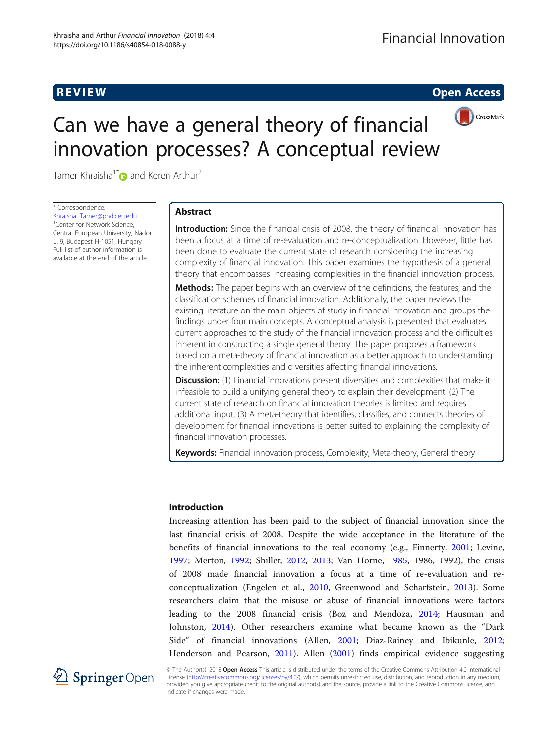REVIEW

Open Access

# Can we have a general theory of financial innovation processes? A conceptual review

Tamer Khraisha[1*] and Keren Arthur[2]

\* Correspondence: Khraisha_Tamer@phd.ceu.edu
[1]Center for Network Science, Central European University, Nádor u. 9, Budapest H-1051, Hungary
Full list of author information is available at the end of the article

## Abstract

**Introduction:** Since the financial crisis of 2008, the theory of financial innovation has been a focus at a time of re-evaluation and re-conceptualization. However, little has been done to evaluate the current state of research considering the increasing complexity of financial innovation. This paper examines the hypothesis of a general theory that encompasses increasing complexities in the financial innovation process.

**Methods:** The paper begins with an overview of the definitions, the features, and the classification schemes of financial innovation. Additionally, the paper reviews the existing literature on the main objects of study in financial innovation and groups the findings under four main concepts. A conceptual analysis is presented that evaluates current approaches to the study of the financial innovation process and the difficulties inherent in constructing a single general theory. The paper proposes a framework based on a meta-theory of financial innovation as a better approach to understanding the inherent complexities and diversities affecting financial innovations.

**Discussion:** (1) Financial innovations present diversities and complexities that make it infeasible to build a unifying general theory to explain their development. (2) The current state of research on financial innovation theories is limited and requires additional input. (3) A meta-theory that identifies, classifies, and connects theories of development for financial innovations is better suited to explaining the complexity of financial innovation processes.

**Keywords:** Financial innovation process, Complexity, Meta-theory, General theory

## Introduction

Increasing attention has been paid to the subject of financial innovation since the last financial crisis of 2008. Despite the wide acceptance in the literature of the benefits of financial innovations to the real economy (e.g., Finnerty, 2001; Levine, 1997; Merton, 1992; Shiller, 2012, 2013; Van Horne, 1985, 1986, 1992), the crisis of 2008 made financial innovation a focus at a time of re-evaluation and re-conceptualization (Engelen et al., 2010, Greenwood and Scharfstein, 2013). Some researchers claim that the misuse or abuse of financial innovations were factors leading to the 2008 financial crisis (Boz and Mendoza, 2014; Hausman and Johnston, 2014). Other researchers examine what became known as the "Dark Side" of financial innovations (Allen, 2001; Diaz-Rainey and Ibikunle, 2012; Henderson and Pearson, 2011). Allen (2001) finds empirical evidence suggesting

© The Author(s). 2018 **Open Access** This article is distributed under the terms of the Creative Commons Attribution 4.0 International License (http://creativecommons.org/licenses/by/4.0/), which permits unrestricted use, distribution, and reproduction in any medium, provided you give appropriate credit to the original author(s) and the source, provide a link to the Creative Commons license, and indicate if changes were made.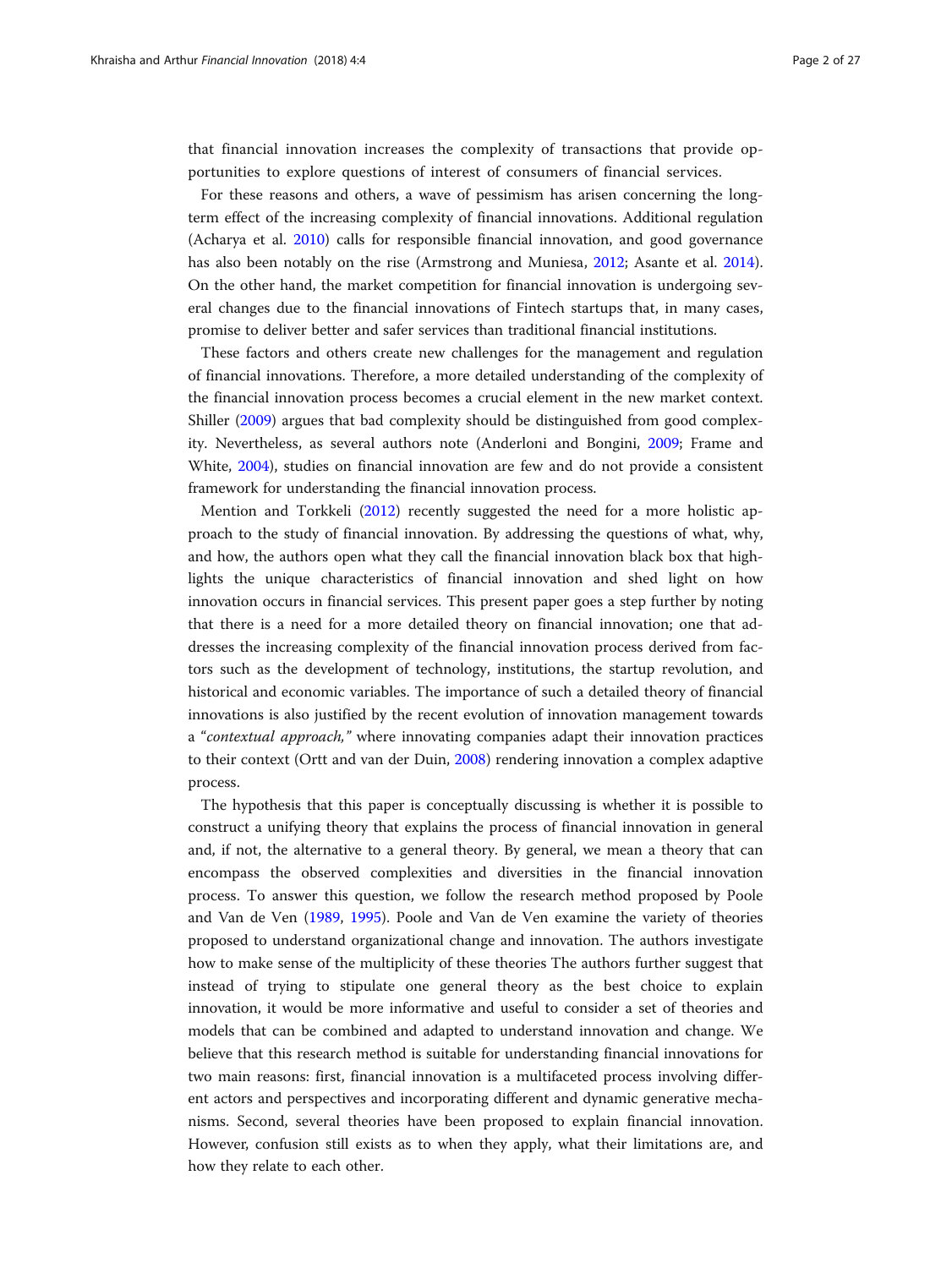that financial innovation increases the complexity of transactions that provide opportunities to explore questions of interest of consumers of financial services.

For these reasons and others, a wave of pessimism has arisen concerning the long-term effect of the increasing complexity of financial innovations. Additional regulation (Acharya et al. 2010) calls for responsible financial innovation, and good governance has also been notably on the rise (Armstrong and Muniesa, 2012; Asante et al. 2014). On the other hand, the market competition for financial innovation is undergoing several changes due to the financial innovations of Fintech startups that, in many cases, promise to deliver better and safer services than traditional financial institutions.

These factors and others create new challenges for the management and regulation of financial innovations. Therefore, a more detailed understanding of the complexity of the financial innovation process becomes a crucial element in the new market context. Shiller (2009) argues that bad complexity should be distinguished from good complexity. Nevertheless, as several authors note (Anderloni and Bongini, 2009; Frame and White, 2004), studies on financial innovation are few and do not provide a consistent framework for understanding the financial innovation process.

Mention and Torkkeli (2012) recently suggested the need for a more holistic approach to the study of financial innovation. By addressing the questions of what, why, and how, the authors open what they call the financial innovation black box that highlights the unique characteristics of financial innovation and shed light on how innovation occurs in financial services. This present paper goes a step further by noting that there is a need for a more detailed theory on financial innovation; one that addresses the increasing complexity of the financial innovation process derived from factors such as the development of technology, institutions, the startup revolution, and historical and economic variables. The importance of such a detailed theory of financial innovations is also justified by the recent evolution of innovation management towards a "*contextual approach,*" where innovating companies adapt their innovation practices to their context (Ortt and van der Duin, 2008) rendering innovation a complex adaptive process.

The hypothesis that this paper is conceptually discussing is whether it is possible to construct a unifying theory that explains the process of financial innovation in general and, if not, the alternative to a general theory. By general, we mean a theory that can encompass the observed complexities and diversities in the financial innovation process. To answer this question, we follow the research method proposed by Poole and Van de Ven (1989, 1995). Poole and Van de Ven examine the variety of theories proposed to understand organizational change and innovation. The authors investigate how to make sense of the multiplicity of these theories The authors further suggest that instead of trying to stipulate one general theory as the best choice to explain innovation, it would be more informative and useful to consider a set of theories and models that can be combined and adapted to understand innovation and change. We believe that this research method is suitable for understanding financial innovations for two main reasons: first, financial innovation is a multifaceted process involving different actors and perspectives and incorporating different and dynamic generative mechanisms. Second, several theories have been proposed to explain financial innovation. However, confusion still exists as to when they apply, what their limitations are, and how they relate to each other.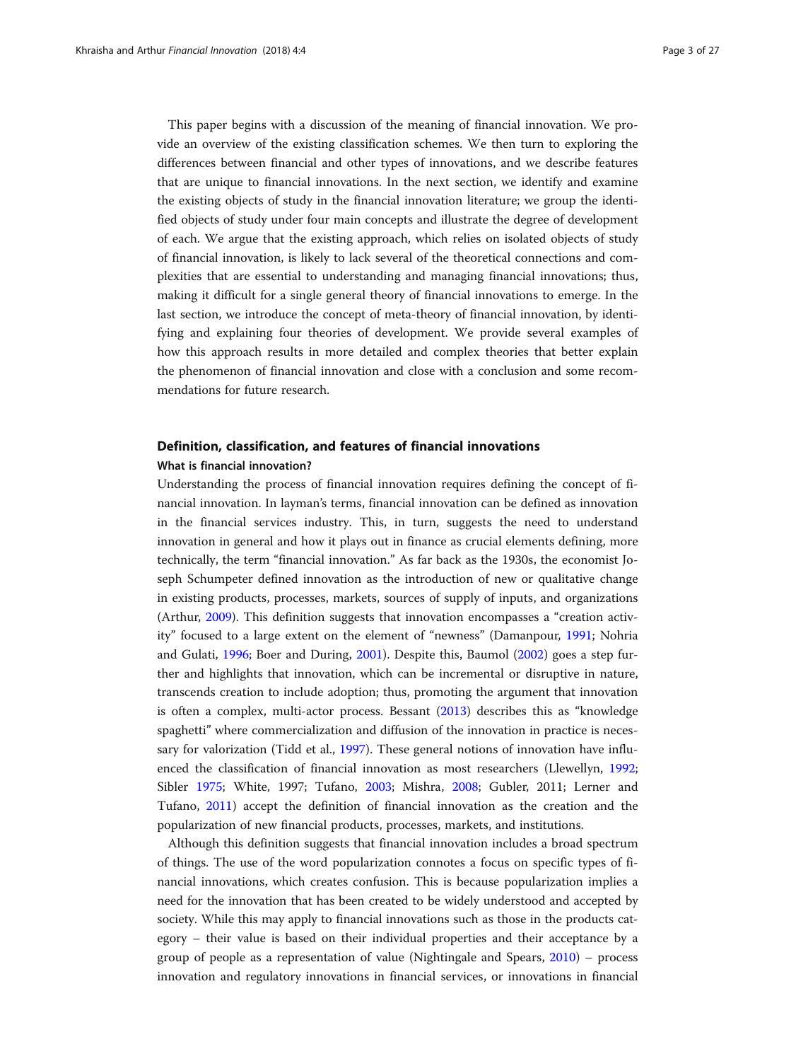This paper begins with a discussion of the meaning of financial innovation. We provide an overview of the existing classification schemes. We then turn to exploring the differences between financial and other types of innovations, and we describe features that are unique to financial innovations. In the next section, we identify and examine the existing objects of study in the financial innovation literature; we group the identified objects of study under four main concepts and illustrate the degree of development of each. We argue that the existing approach, which relies on isolated objects of study of financial innovation, is likely to lack several of the theoretical connections and complexities that are essential to understanding and managing financial innovations; thus, making it difficult for a single general theory of financial innovations to emerge. In the last section, we introduce the concept of meta-theory of financial innovation, by identifying and explaining four theories of development. We provide several examples of how this approach results in more detailed and complex theories that better explain the phenomenon of financial innovation and close with a conclusion and some recommendations for future research.

## Definition, classification, and features of financial innovations

### What is financial innovation?

Understanding the process of financial innovation requires defining the concept of financial innovation. In layman's terms, financial innovation can be defined as innovation in the financial services industry. This, in turn, suggests the need to understand innovation in general and how it plays out in finance as crucial elements defining, more technically, the term "financial innovation." As far back as the 1930s, the economist Joseph Schumpeter defined innovation as the introduction of new or qualitative change in existing products, processes, markets, sources of supply of inputs, and organizations (Arthur, 2009). This definition suggests that innovation encompasses a "creation activity" focused to a large extent on the element of "newness" (Damanpour, 1991; Nohria and Gulati, 1996; Boer and During, 2001). Despite this, Baumol (2002) goes a step further and highlights that innovation, which can be incremental or disruptive in nature, transcends creation to include adoption; thus, promoting the argument that innovation is often a complex, multi-actor process. Bessant (2013) describes this as "knowledge spaghetti" where commercialization and diffusion of the innovation in practice is necessary for valorization (Tidd et al., 1997). These general notions of innovation have influenced the classification of financial innovation as most researchers (Llewellyn, 1992; Sibler 1975; White, 1997; Tufano, 2003; Mishra, 2008; Gubler, 2011; Lerner and Tufano, 2011) accept the definition of financial innovation as the creation and the popularization of new financial products, processes, markets, and institutions.

Although this definition suggests that financial innovation includes a broad spectrum of things. The use of the word popularization connotes a focus on specific types of financial innovations, which creates confusion. This is because popularization implies a need for the innovation that has been created to be widely understood and accepted by society. While this may apply to financial innovations such as those in the products category – their value is based on their individual properties and their acceptance by a group of people as a representation of value (Nightingale and Spears, 2010) – process innovation and regulatory innovations in financial services, or innovations in financial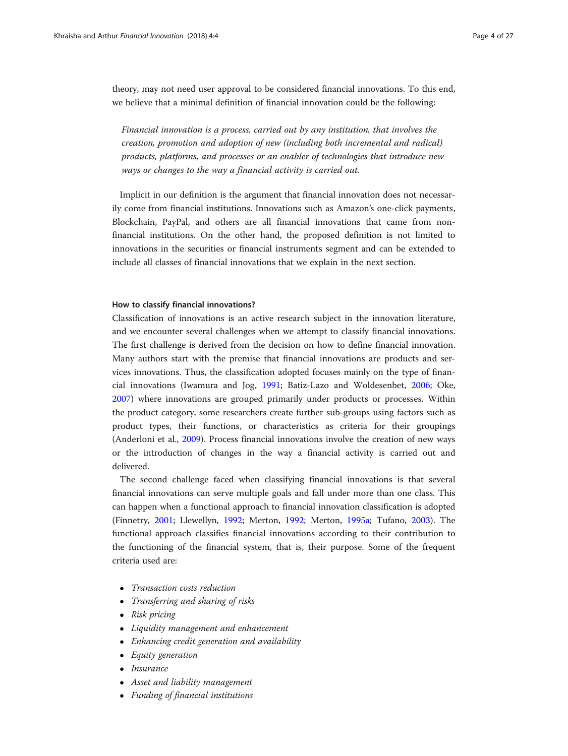theory, may not need user approval to be considered financial innovations. To this end, we believe that a minimal definition of financial innovation could be the following:

> *Financial innovation is a process, carried out by any institution, that involves the creation, promotion and adoption of new (including both incremental and radical) products, platforms, and processes or an enabler of technologies that introduce new ways or changes to the way a financial activity is carried out.*

Implicit in our definition is the argument that financial innovation does not necessarily come from financial institutions. Innovations such as Amazon's one-click payments, Blockchain, PayPal, and others are all financial innovations that came from non-financial institutions. On the other hand, the proposed definition is not limited to innovations in the securities or financial instruments segment and can be extended to include all classes of financial innovations that we explain in the next section.

### How to classify financial innovations?

Classification of innovations is an active research subject in the innovation literature, and we encounter several challenges when we attempt to classify financial innovations. The first challenge is derived from the decision on how to define financial innovation. Many authors start with the premise that financial innovations are products and services innovations. Thus, the classification adopted focuses mainly on the type of financial innovations (Iwamura and Jog, 1991; Batiz-Lazo and Woldesenbet, 2006; Oke, 2007) where innovations are grouped primarily under products or processes. Within the product category, some researchers create further sub-groups using factors such as product types, their functions, or characteristics as criteria for their groupings (Anderloni et al., 2009). Process financial innovations involve the creation of new ways or the introduction of changes in the way a financial activity is carried out and delivered.

The second challenge faced when classifying financial innovations is that several financial innovations can serve multiple goals and fall under more than one class. This can happen when a functional approach to financial innovation classification is adopted (Finnetry, 2001; Llewellyn, 1992; Merton, 1992; Merton, 1995a; Tufano, 2003). The functional approach classifies financial innovations according to their contribution to the functioning of the financial system, that is, their purpose. Some of the frequent criteria used are:

- *Transaction costs reduction*
- *Transferring and sharing of risks*
- *Risk pricing*
- *Liquidity management and enhancement*
- *Enhancing credit generation and availability*
- *Equity generation*
- *Insurance*
- *Asset and liability management*
- *Funding of financial institutions*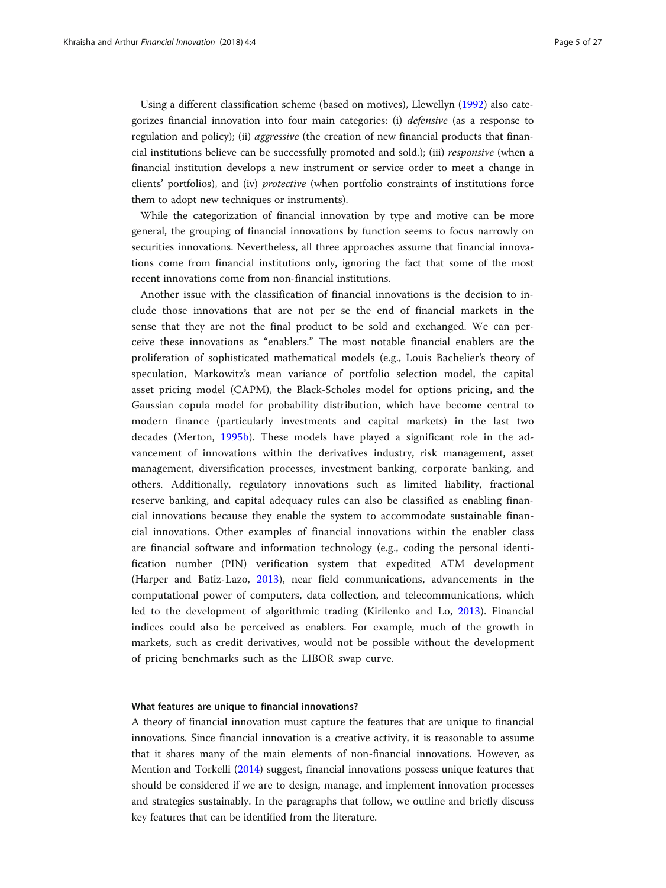Using a different classification scheme (based on motives), Llewellyn (1992) also categorizes financial innovation into four main categories: (i) *defensive* (as a response to regulation and policy); (ii) *aggressive* (the creation of new financial products that financial institutions believe can be successfully promoted and sold.); (iii) *responsive* (when a financial institution develops a new instrument or service order to meet a change in clients' portfolios), and (iv) *protective* (when portfolio constraints of institutions force them to adopt new techniques or instruments).

While the categorization of financial innovation by type and motive can be more general, the grouping of financial innovations by function seems to focus narrowly on securities innovations. Nevertheless, all three approaches assume that financial innovations come from financial institutions only, ignoring the fact that some of the most recent innovations come from non-financial institutions.

Another issue with the classification of financial innovations is the decision to include those innovations that are not per se the end of financial markets in the sense that they are not the final product to be sold and exchanged. We can perceive these innovations as "enablers." The most notable financial enablers are the proliferation of sophisticated mathematical models (e.g., Louis Bachelier's theory of speculation, Markowitz's mean variance of portfolio selection model, the capital asset pricing model (CAPM), the Black-Scholes model for options pricing, and the Gaussian copula model for probability distribution, which have become central to modern finance (particularly investments and capital markets) in the last two decades (Merton, 1995b). These models have played a significant role in the advancement of innovations within the derivatives industry, risk management, asset management, diversification processes, investment banking, corporate banking, and others. Additionally, regulatory innovations such as limited liability, fractional reserve banking, and capital adequacy rules can also be classified as enabling financial innovations because they enable the system to accommodate sustainable financial innovations. Other examples of financial innovations within the enabler class are financial software and information technology (e.g., coding the personal identification number (PIN) verification system that expedited ATM development (Harper and Batiz-Lazo, 2013), near field communications, advancements in the computational power of computers, data collection, and telecommunications, which led to the development of algorithmic trading (Kirilenko and Lo, 2013). Financial indices could also be perceived as enablers. For example, much of the growth in markets, such as credit derivatives, would not be possible without the development of pricing benchmarks such as the LIBOR swap curve.

#### What features are unique to financial innovations?

A theory of financial innovation must capture the features that are unique to financial innovations. Since financial innovation is a creative activity, it is reasonable to assume that it shares many of the main elements of non-financial innovations. However, as Mention and Torkelli (2014) suggest, financial innovations possess unique features that should be considered if we are to design, manage, and implement innovation processes and strategies sustainably. In the paragraphs that follow, we outline and briefly discuss key features that can be identified from the literature.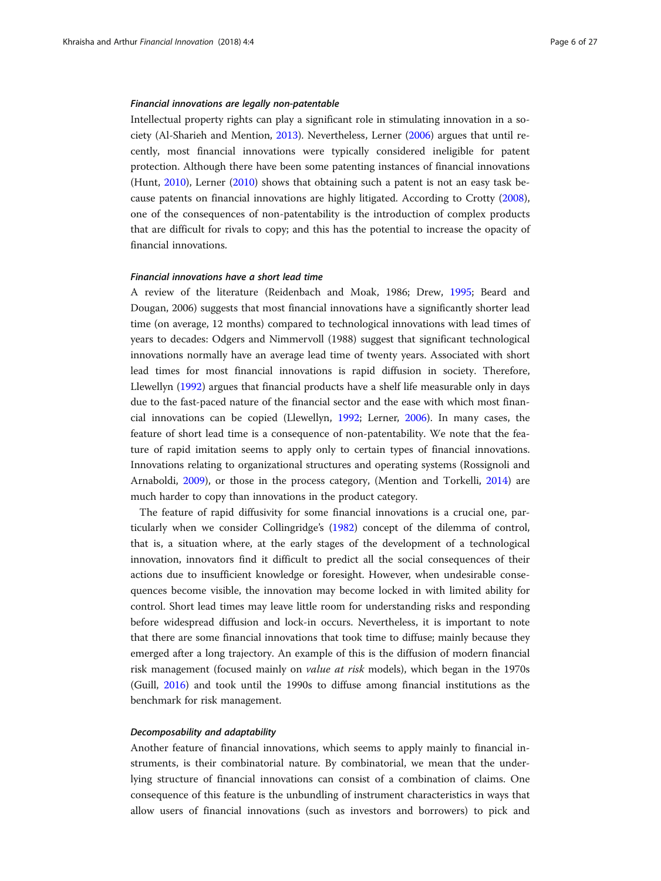#### *Financial innovations are legally non-patentable*

Intellectual property rights can play a significant role in stimulating innovation in a society (Al-Sharieh and Mention, 2013). Nevertheless, Lerner (2006) argues that until recently, most financial innovations were typically considered ineligible for patent protection. Although there have been some patenting instances of financial innovations (Hunt, 2010), Lerner (2010) shows that obtaining such a patent is not an easy task because patents on financial innovations are highly litigated. According to Crotty (2008), one of the consequences of non-patentability is the introduction of complex products that are difficult for rivals to copy; and this has the potential to increase the opacity of financial innovations.

#### *Financial innovations have a short lead time*

A review of the literature (Reidenbach and Moak, 1986; Drew, 1995; Beard and Dougan, 2006) suggests that most financial innovations have a significantly shorter lead time (on average, 12 months) compared to technological innovations with lead times of years to decades: Odgers and Nimmervoll (1988) suggest that significant technological innovations normally have an average lead time of twenty years. Associated with short lead times for most financial innovations is rapid diffusion in society. Therefore, Llewellyn (1992) argues that financial products have a shelf life measurable only in days due to the fast-paced nature of the financial sector and the ease with which most financial innovations can be copied (Llewellyn, 1992; Lerner, 2006). In many cases, the feature of short lead time is a consequence of non-patentability. We note that the feature of rapid imitation seems to apply only to certain types of financial innovations. Innovations relating to organizational structures and operating systems (Rossignoli and Arnaboldi, 2009), or those in the process category, (Mention and Torkelli, 2014) are much harder to copy than innovations in the product category.

The feature of rapid diffusivity for some financial innovations is a crucial one, particularly when we consider Collingridge's (1982) concept of the dilemma of control, that is, a situation where, at the early stages of the development of a technological innovation, innovators find it difficult to predict all the social consequences of their actions due to insufficient knowledge or foresight. However, when undesirable consequences become visible, the innovation may become locked in with limited ability for control. Short lead times may leave little room for understanding risks and responding before widespread diffusion and lock-in occurs. Nevertheless, it is important to note that there are some financial innovations that took time to diffuse; mainly because they emerged after a long trajectory. An example of this is the diffusion of modern financial risk management (focused mainly on *value at risk* models), which began in the 1970s (Guill, 2016) and took until the 1990s to diffuse among financial institutions as the benchmark for risk management.

#### *Decomposability and adaptability*

Another feature of financial innovations, which seems to apply mainly to financial instruments, is their combinatorial nature. By combinatorial, we mean that the underlying structure of financial innovations can consist of a combination of claims. One consequence of this feature is the unbundling of instrument characteristics in ways that allow users of financial innovations (such as investors and borrowers) to pick and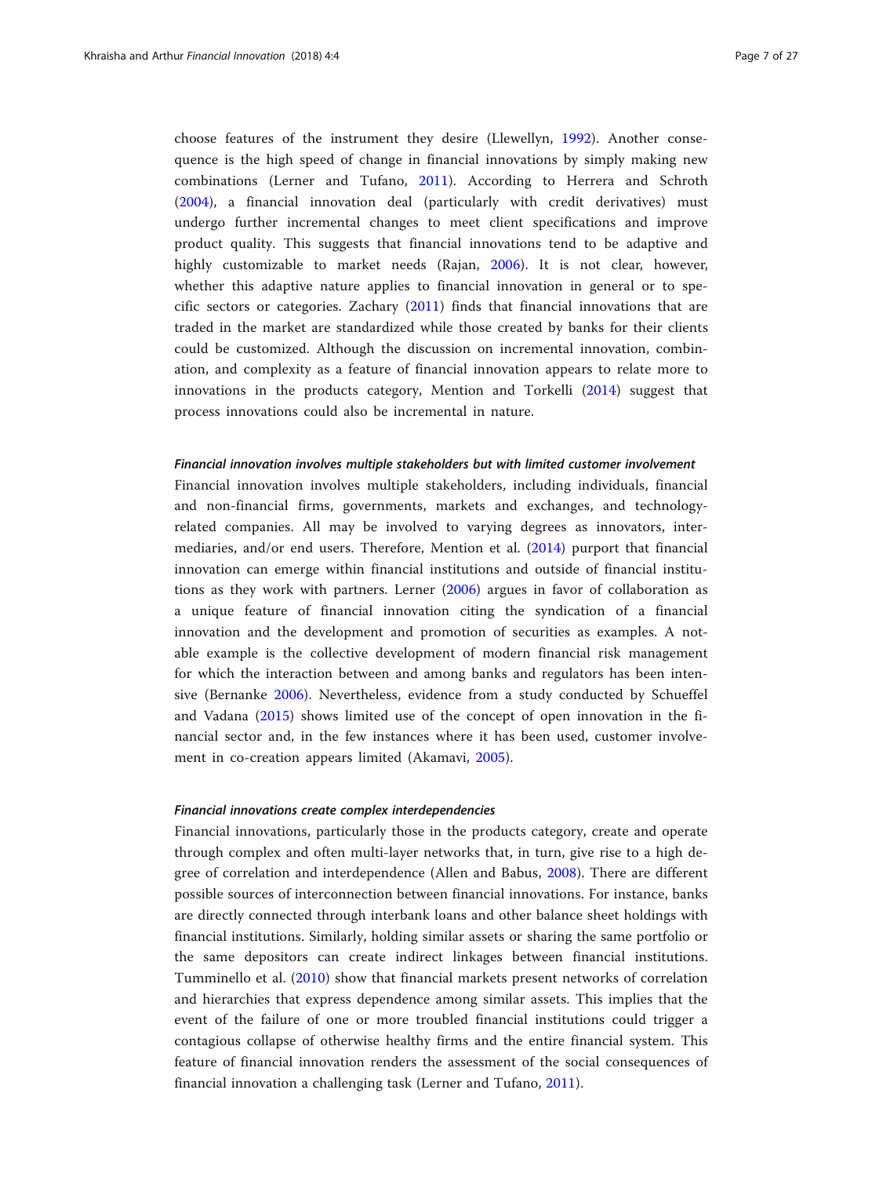choose features of the instrument they desire (Llewellyn, 1992). Another consequence is the high speed of change in financial innovations by simply making new combinations (Lerner and Tufano, 2011). According to Herrera and Schroth (2004), a financial innovation deal (particularly with credit derivatives) must undergo further incremental changes to meet client specifications and improve product quality. This suggests that financial innovations tend to be adaptive and highly customizable to market needs (Rajan, 2006). It is not clear, however, whether this adaptive nature applies to financial innovation in general or to specific sectors or categories. Zachary (2011) finds that financial innovations that are traded in the market are standardized while those created by banks for their clients could be customized. Although the discussion on incremental innovation, combination, and complexity as a feature of financial innovation appears to relate more to innovations in the products category, Mention and Torkelli (2014) suggest that process innovations could also be incremental in nature.

#### *Financial innovation involves multiple stakeholders but with limited customer involvement*

Financial innovation involves multiple stakeholders, including individuals, financial and non-financial firms, governments, markets and exchanges, and technology-related companies. All may be involved to varying degrees as innovators, intermediaries, and/or end users. Therefore, Mention et al. (2014) purport that financial innovation can emerge within financial institutions and outside of financial institutions as they work with partners. Lerner (2006) argues in favor of collaboration as a unique feature of financial innovation citing the syndication of a financial innovation and the development and promotion of securities as examples. A notable example is the collective development of modern financial risk management for which the interaction between and among banks and regulators has been intensive (Bernanke 2006). Nevertheless, evidence from a study conducted by Schueffel and Vadana (2015) shows limited use of the concept of open innovation in the financial sector and, in the few instances where it has been used, customer involvement in co-creation appears limited (Akamavi, 2005).

#### *Financial innovations create complex interdependencies*

Financial innovations, particularly those in the products category, create and operate through complex and often multi-layer networks that, in turn, give rise to a high degree of correlation and interdependence (Allen and Babus, 2008). There are different possible sources of interconnection between financial innovations. For instance, banks are directly connected through interbank loans and other balance sheet holdings with financial institutions. Similarly, holding similar assets or sharing the same portfolio or the same depositors can create indirect linkages between financial institutions. Tumminello et al. (2010) show that financial markets present networks of correlation and hierarchies that express dependence among similar assets. This implies that the event of the failure of one or more troubled financial institutions could trigger a contagious collapse of otherwise healthy firms and the entire financial system. This feature of financial innovation renders the assessment of the social consequences of financial innovation a challenging task (Lerner and Tufano, 2011).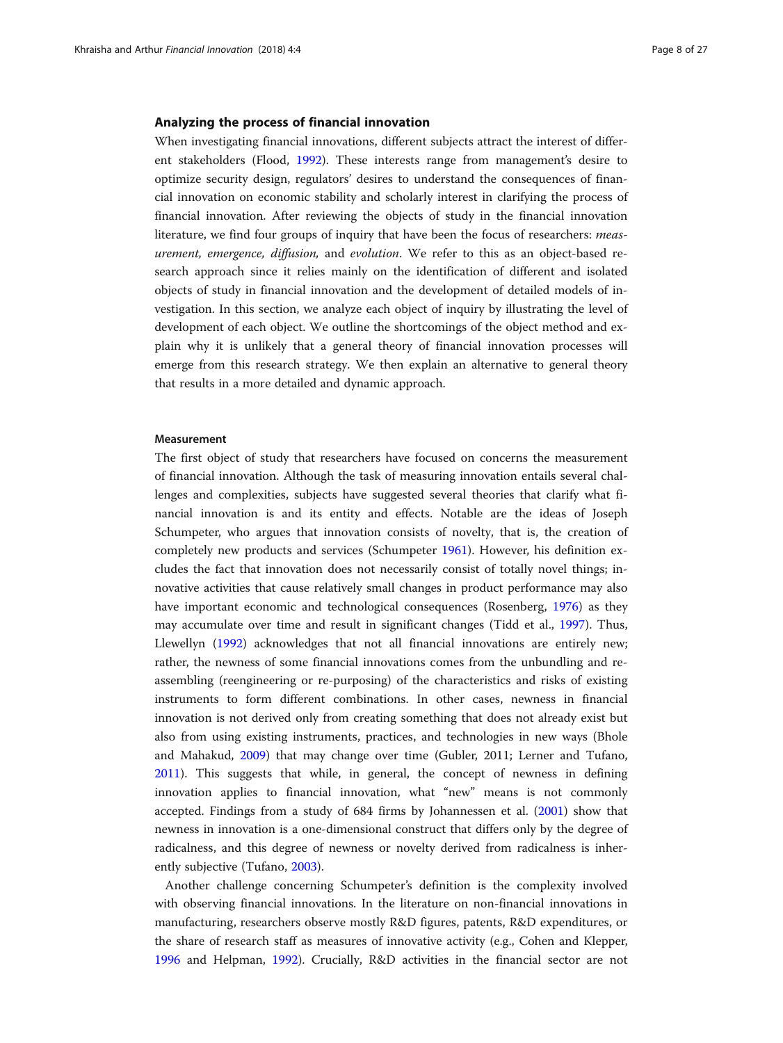## Analyzing the process of financial innovation

When investigating financial innovations, different subjects attract the interest of different stakeholders (Flood, 1992). These interests range from management's desire to optimize security design, regulators' desires to understand the consequences of financial innovation on economic stability and scholarly interest in clarifying the process of financial innovation. After reviewing the objects of study in the financial innovation literature, we find four groups of inquiry that have been the focus of researchers: *measurement, emergence, diffusion,* and *evolution*. We refer to this as an object-based research approach since it relies mainly on the identification of different and isolated objects of study in financial innovation and the development of detailed models of investigation. In this section, we analyze each object of inquiry by illustrating the level of development of each object. We outline the shortcomings of the object method and explain why it is unlikely that a general theory of financial innovation processes will emerge from this research strategy. We then explain an alternative to general theory that results in a more detailed and dynamic approach.

### Measurement

The first object of study that researchers have focused on concerns the measurement of financial innovation. Although the task of measuring innovation entails several challenges and complexities, subjects have suggested several theories that clarify what financial innovation is and its entity and effects. Notable are the ideas of Joseph Schumpeter, who argues that innovation consists of novelty, that is, the creation of completely new products and services (Schumpeter 1961). However, his definition excludes the fact that innovation does not necessarily consist of totally novel things; innovative activities that cause relatively small changes in product performance may also have important economic and technological consequences (Rosenberg, 1976) as they may accumulate over time and result in significant changes (Tidd et al., 1997). Thus, Llewellyn (1992) acknowledges that not all financial innovations are entirely new; rather, the newness of some financial innovations comes from the unbundling and reassembling (reengineering or re-purposing) of the characteristics and risks of existing instruments to form different combinations. In other cases, newness in financial innovation is not derived only from creating something that does not already exist but also from using existing instruments, practices, and technologies in new ways (Bhole and Mahakud, 2009) that may change over time (Gubler, 2011; Lerner and Tufano, 2011). This suggests that while, in general, the concept of newness in defining innovation applies to financial innovation, what "new" means is not commonly accepted. Findings from a study of 684 firms by Johannessen et al. (2001) show that newness in innovation is a one-dimensional construct that differs only by the degree of radicalness, and this degree of newness or novelty derived from radicalness is inherently subjective (Tufano, 2003).

Another challenge concerning Schumpeter's definition is the complexity involved with observing financial innovations. In the literature on non-financial innovations in manufacturing, researchers observe mostly R&D figures, patents, R&D expenditures, or the share of research staff as measures of innovative activity (e.g., Cohen and Klepper, 1996 and Helpman, 1992). Crucially, R&D activities in the financial sector are not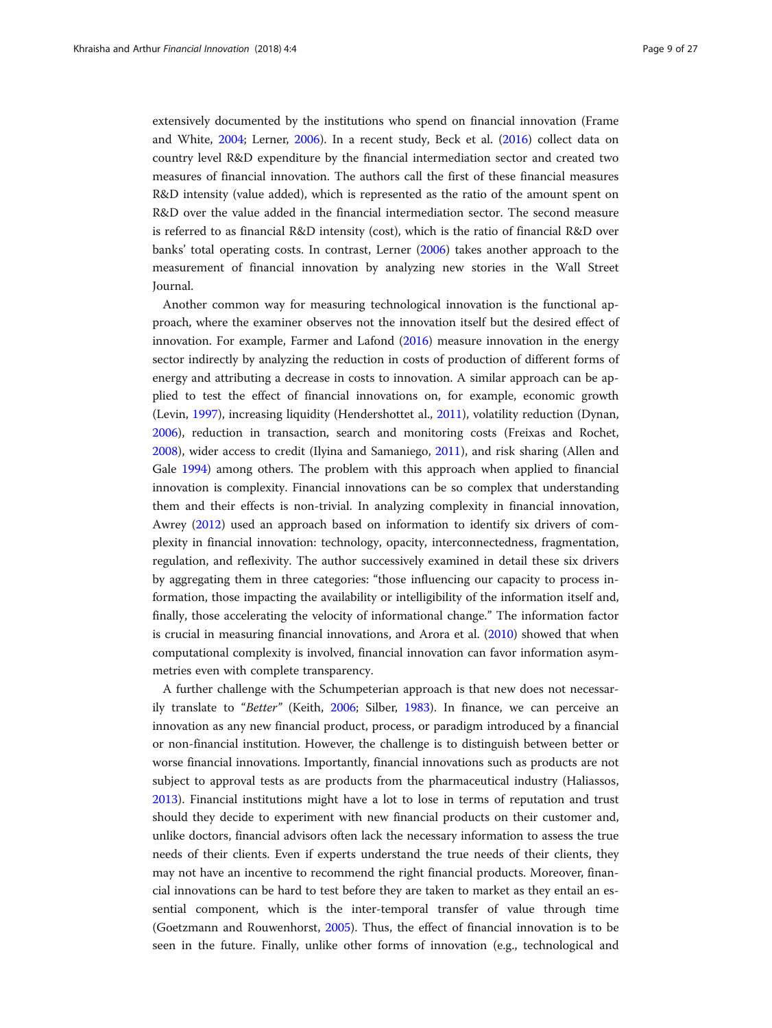extensively documented by the institutions who spend on financial innovation (Frame and White, 2004; Lerner, 2006). In a recent study, Beck et al. (2016) collect data on country level R&D expenditure by the financial intermediation sector and created two measures of financial innovation. The authors call the first of these financial measures R&D intensity (value added), which is represented as the ratio of the amount spent on R&D over the value added in the financial intermediation sector. The second measure is referred to as financial R&D intensity (cost), which is the ratio of financial R&D over banks' total operating costs. In contrast, Lerner (2006) takes another approach to the measurement of financial innovation by analyzing new stories in the Wall Street Journal.

Another common way for measuring technological innovation is the functional approach, where the examiner observes not the innovation itself but the desired effect of innovation. For example, Farmer and Lafond (2016) measure innovation in the energy sector indirectly by analyzing the reduction in costs of production of different forms of energy and attributing a decrease in costs to innovation. A similar approach can be applied to test the effect of financial innovations on, for example, economic growth (Levin, 1997), increasing liquidity (Hendershottet al., 2011), volatility reduction (Dynan, 2006), reduction in transaction, search and monitoring costs (Freixas and Rochet, 2008), wider access to credit (Ilyina and Samaniego, 2011), and risk sharing (Allen and Gale 1994) among others. The problem with this approach when applied to financial innovation is complexity. Financial innovations can be so complex that understanding them and their effects is non-trivial. In analyzing complexity in financial innovation, Awrey (2012) used an approach based on information to identify six drivers of complexity in financial innovation: technology, opacity, interconnectedness, fragmentation, regulation, and reflexivity. The author successively examined in detail these six drivers by aggregating them in three categories: "those influencing our capacity to process information, those impacting the availability or intelligibility of the information itself and, finally, those accelerating the velocity of informational change." The information factor is crucial in measuring financial innovations, and Arora et al. (2010) showed that when computational complexity is involved, financial innovation can favor information asymmetries even with complete transparency.

A further challenge with the Schumpeterian approach is that new does not necessarily translate to "*Better*" (Keith, 2006; Silber, 1983). In finance, we can perceive an innovation as any new financial product, process, or paradigm introduced by a financial or non-financial institution. However, the challenge is to distinguish between better or worse financial innovations. Importantly, financial innovations such as products are not subject to approval tests as are products from the pharmaceutical industry (Haliassos, 2013). Financial institutions might have a lot to lose in terms of reputation and trust should they decide to experiment with new financial products on their customer and, unlike doctors, financial advisors often lack the necessary information to assess the true needs of their clients. Even if experts understand the true needs of their clients, they may not have an incentive to recommend the right financial products. Moreover, financial innovations can be hard to test before they are taken to market as they entail an essential component, which is the inter-temporal transfer of value through time (Goetzmann and Rouwenhorst, 2005). Thus, the effect of financial innovation is to be seen in the future. Finally, unlike other forms of innovation (e.g., technological and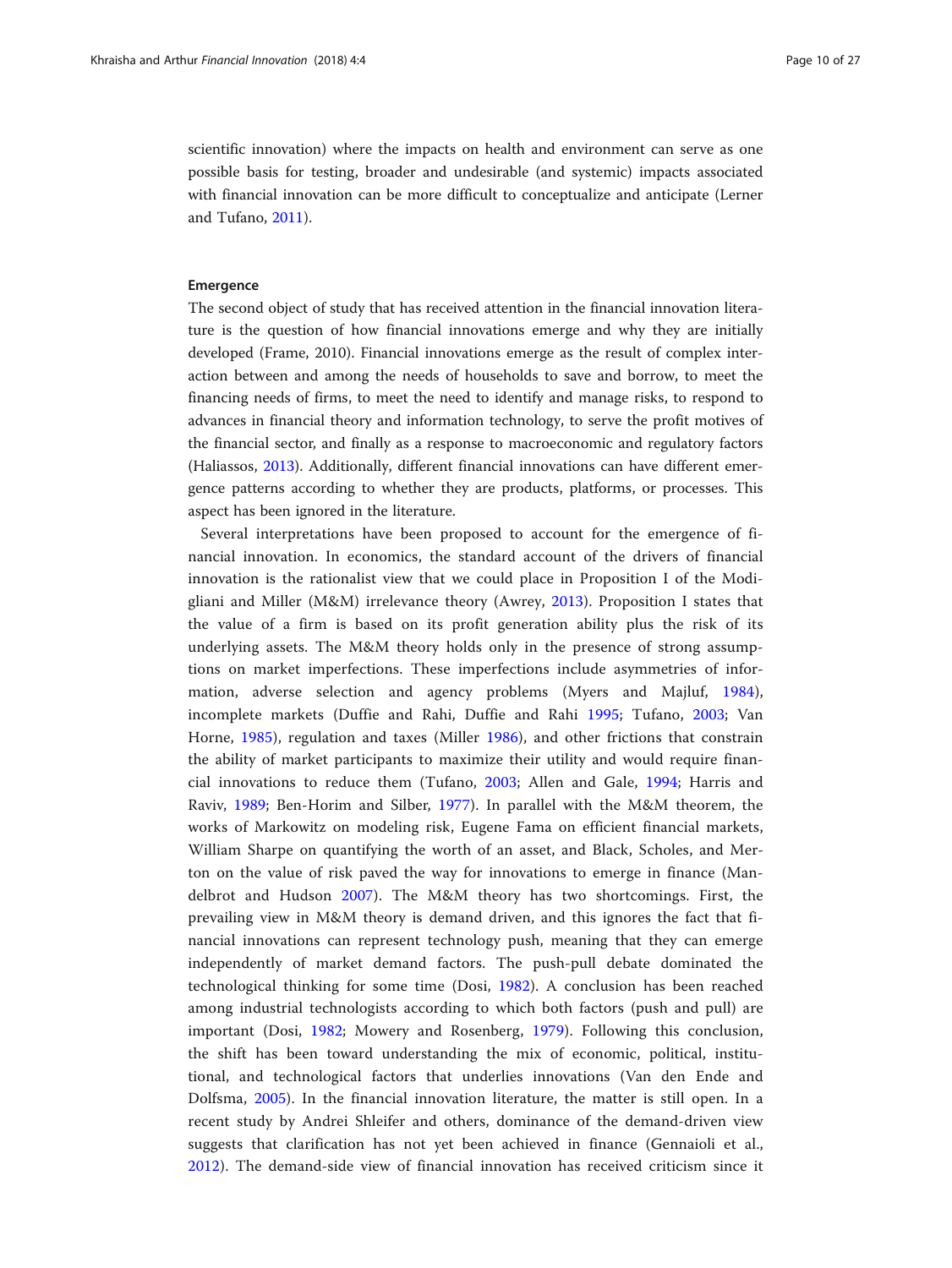scientific innovation) where the impacts on health and environment can serve as one possible basis for testing, broader and undesirable (and systemic) impacts associated with financial innovation can be more difficult to conceptualize and anticipate (Lerner and Tufano, 2011).

### Emergence

The second object of study that has received attention in the financial innovation literature is the question of how financial innovations emerge and why they are initially developed (Frame, 2010). Financial innovations emerge as the result of complex interaction between and among the needs of households to save and borrow, to meet the financing needs of firms, to meet the need to identify and manage risks, to respond to advances in financial theory and information technology, to serve the profit motives of the financial sector, and finally as a response to macroeconomic and regulatory factors (Haliassos, 2013). Additionally, different financial innovations can have different emergence patterns according to whether they are products, platforms, or processes. This aspect has been ignored in the literature.

Several interpretations have been proposed to account for the emergence of financial innovation. In economics, the standard account of the drivers of financial innovation is the rationalist view that we could place in Proposition I of the Modigliani and Miller (M&M) irrelevance theory (Awrey, 2013). Proposition I states that the value of a firm is based on its profit generation ability plus the risk of its underlying assets. The M&M theory holds only in the presence of strong assumptions on market imperfections. These imperfections include asymmetries of information, adverse selection and agency problems (Myers and Majluf, 1984), incomplete markets (Duffie and Rahi, Duffie and Rahi 1995; Tufano, 2003; Van Horne, 1985), regulation and taxes (Miller 1986), and other frictions that constrain the ability of market participants to maximize their utility and would require financial innovations to reduce them (Tufano, 2003; Allen and Gale, 1994; Harris and Raviv, 1989; Ben-Horim and Silber, 1977). In parallel with the M&M theorem, the works of Markowitz on modeling risk, Eugene Fama on efficient financial markets, William Sharpe on quantifying the worth of an asset, and Black, Scholes, and Merton on the value of risk paved the way for innovations to emerge in finance (Mandelbrot and Hudson 2007). The M&M theory has two shortcomings. First, the prevailing view in M&M theory is demand driven, and this ignores the fact that financial innovations can represent technology push, meaning that they can emerge independently of market demand factors. The push-pull debate dominated the technological thinking for some time (Dosi, 1982). A conclusion has been reached among industrial technologists according to which both factors (push and pull) are important (Dosi, 1982; Mowery and Rosenberg, 1979). Following this conclusion, the shift has been toward understanding the mix of economic, political, institutional, and technological factors that underlies innovations (Van den Ende and Dolfsma, 2005). In the financial innovation literature, the matter is still open. In a recent study by Andrei Shleifer and others, dominance of the demand-driven view suggests that clarification has not yet been achieved in finance (Gennaioli et al., 2012). The demand-side view of financial innovation has received criticism since it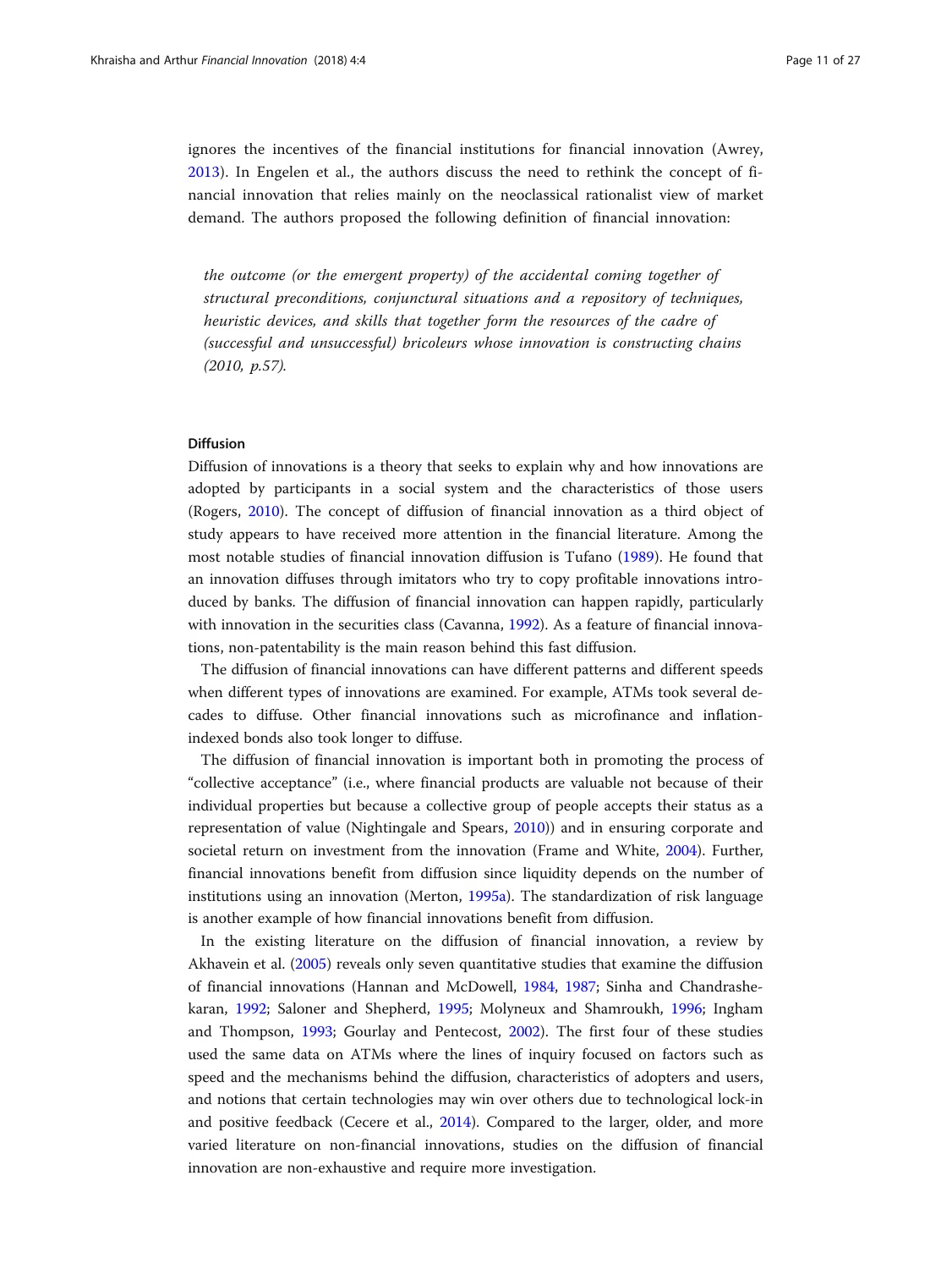ignores the incentives of the financial institutions for financial innovation (Awrey, 2013). In Engelen et al., the authors discuss the need to rethink the concept of financial innovation that relies mainly on the neoclassical rationalist view of market demand. The authors proposed the following definition of financial innovation:

> *the outcome (or the emergent property) of the accidental coming together of structural preconditions, conjunctural situations and a repository of techniques, heuristic devices, and skills that together form the resources of the cadre of (successful and unsuccessful) bricoleurs whose innovation is constructing chains (2010, p.57).*

#### Diffusion

Diffusion of innovations is a theory that seeks to explain why and how innovations are adopted by participants in a social system and the characteristics of those users (Rogers, 2010). The concept of diffusion of financial innovation as a third object of study appears to have received more attention in the financial literature. Among the most notable studies of financial innovation diffusion is Tufano (1989). He found that an innovation diffuses through imitators who try to copy profitable innovations introduced by banks. The diffusion of financial innovation can happen rapidly, particularly with innovation in the securities class (Cavanna, 1992). As a feature of financial innovations, non-patentability is the main reason behind this fast diffusion.

The diffusion of financial innovations can have different patterns and different speeds when different types of innovations are examined. For example, ATMs took several decades to diffuse. Other financial innovations such as microfinance and inflation-indexed bonds also took longer to diffuse.

The diffusion of financial innovation is important both in promoting the process of "collective acceptance" (i.e., where financial products are valuable not because of their individual properties but because a collective group of people accepts their status as a representation of value (Nightingale and Spears, 2010)) and in ensuring corporate and societal return on investment from the innovation (Frame and White, 2004). Further, financial innovations benefit from diffusion since liquidity depends on the number of institutions using an innovation (Merton, 1995a). The standardization of risk language is another example of how financial innovations benefit from diffusion.

In the existing literature on the diffusion of financial innovation, a review by Akhavein et al. (2005) reveals only seven quantitative studies that examine the diffusion of financial innovations (Hannan and McDowell, 1984, 1987; Sinha and Chandrashekaran, 1992; Saloner and Shepherd, 1995; Molyneux and Shamroukh, 1996; Ingham and Thompson, 1993; Gourlay and Pentecost, 2002). The first four of these studies used the same data on ATMs where the lines of inquiry focused on factors such as speed and the mechanisms behind the diffusion, characteristics of adopters and users, and notions that certain technologies may win over others due to technological lock-in and positive feedback (Cecere et al., 2014). Compared to the larger, older, and more varied literature on non-financial innovations, studies on the diffusion of financial innovation are non-exhaustive and require more investigation.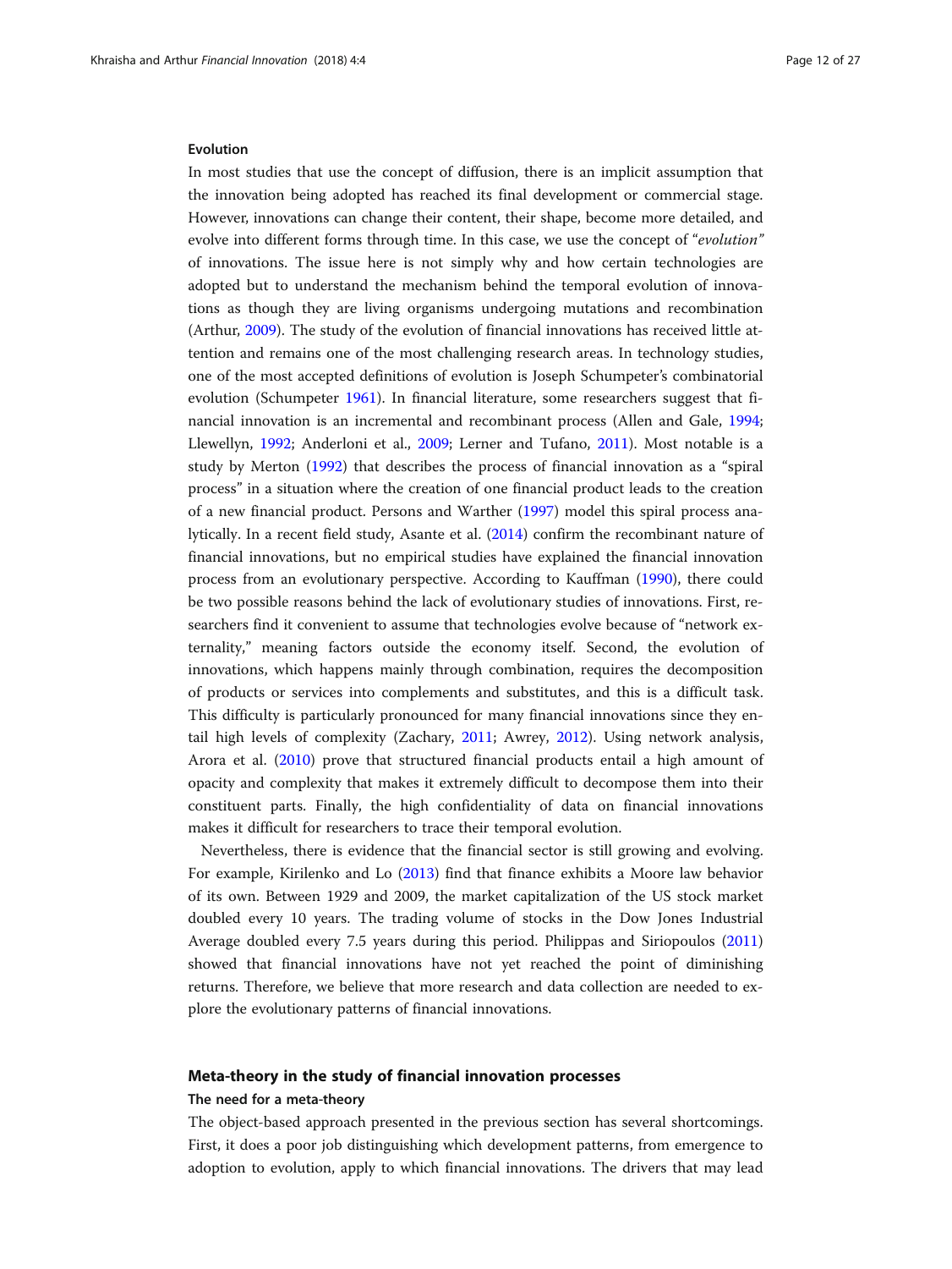#### Evolution

In most studies that use the concept of diffusion, there is an implicit assumption that the innovation being adopted has reached its final development or commercial stage. However, innovations can change their content, their shape, become more detailed, and evolve into different forms through time. In this case, we use the concept of "*evolution*" of innovations. The issue here is not simply why and how certain technologies are adopted but to understand the mechanism behind the temporal evolution of innovations as though they are living organisms undergoing mutations and recombination (Arthur, 2009). The study of the evolution of financial innovations has received little attention and remains one of the most challenging research areas. In technology studies, one of the most accepted definitions of evolution is Joseph Schumpeter's combinatorial evolution (Schumpeter 1961). In financial literature, some researchers suggest that financial innovation is an incremental and recombinant process (Allen and Gale, 1994; Llewellyn, 1992; Anderloni et al., 2009; Lerner and Tufano, 2011). Most notable is a study by Merton (1992) that describes the process of financial innovation as a "spiral process" in a situation where the creation of one financial product leads to the creation of a new financial product. Persons and Warther (1997) model this spiral process analytically. In a recent field study, Asante et al. (2014) confirm the recombinant nature of financial innovations, but no empirical studies have explained the financial innovation process from an evolutionary perspective. According to Kauffman (1990), there could be two possible reasons behind the lack of evolutionary studies of innovations. First, researchers find it convenient to assume that technologies evolve because of "network externality," meaning factors outside the economy itself. Second, the evolution of innovations, which happens mainly through combination, requires the decomposition of products or services into complements and substitutes, and this is a difficult task. This difficulty is particularly pronounced for many financial innovations since they entail high levels of complexity (Zachary, 2011; Awrey, 2012). Using network analysis, Arora et al. (2010) prove that structured financial products entail a high amount of opacity and complexity that makes it extremely difficult to decompose them into their constituent parts. Finally, the high confidentiality of data on financial innovations makes it difficult for researchers to trace their temporal evolution.

Nevertheless, there is evidence that the financial sector is still growing and evolving. For example, Kirilenko and Lo (2013) find that finance exhibits a Moore law behavior of its own. Between 1929 and 2009, the market capitalization of the US stock market doubled every 10 years. The trading volume of stocks in the Dow Jones Industrial Average doubled every 7.5 years during this period. Philippas and Siriopoulos (2011) showed that financial innovations have not yet reached the point of diminishing returns. Therefore, we believe that more research and data collection are needed to explore the evolutionary patterns of financial innovations.

## Meta-theory in the study of financial innovation processes

### The need for a meta-theory

The object-based approach presented in the previous section has several shortcomings. First, it does a poor job distinguishing which development patterns, from emergence to adoption to evolution, apply to which financial innovations. The drivers that may lead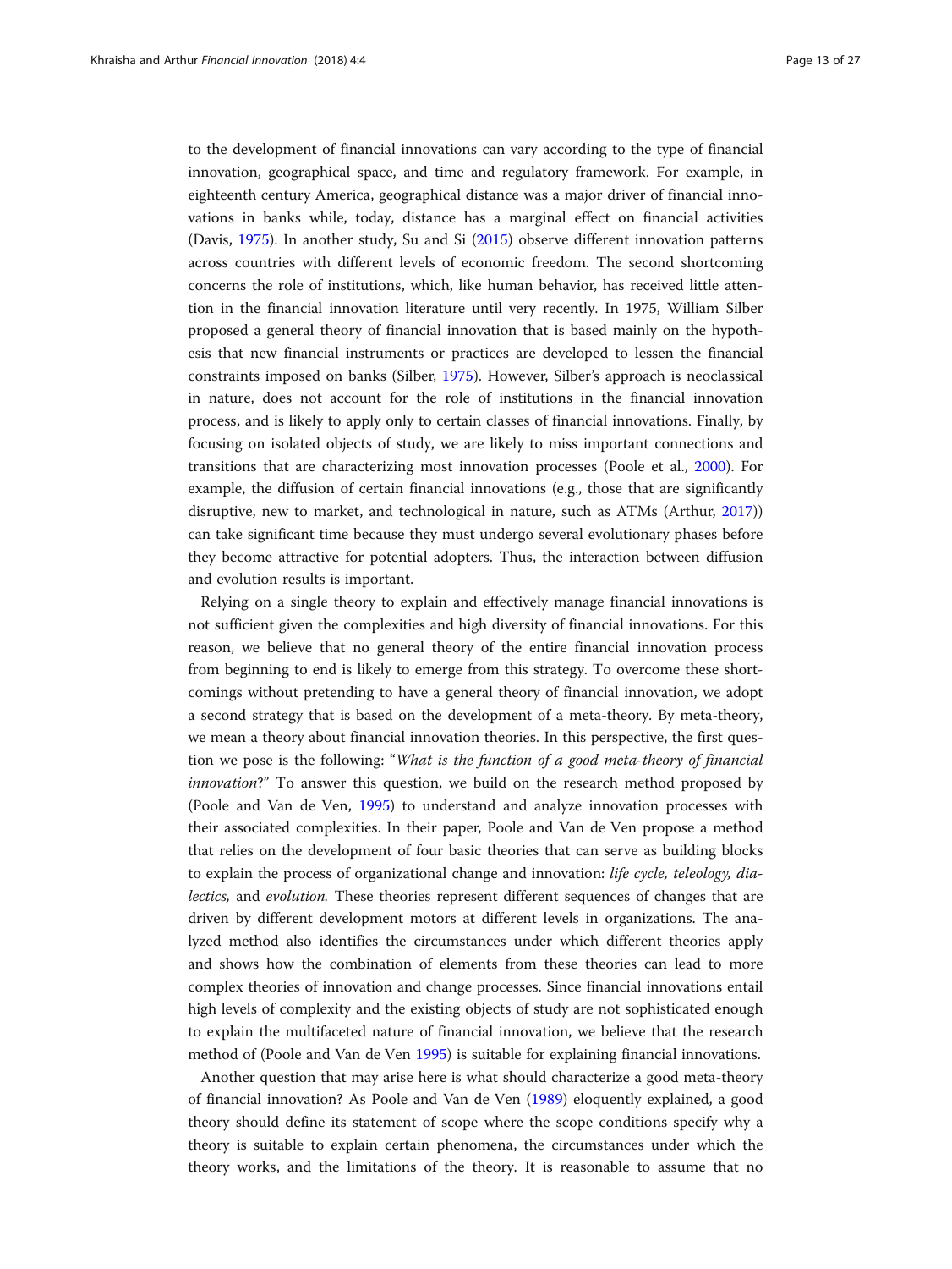to the development of financial innovations can vary according to the type of financial innovation, geographical space, and time and regulatory framework. For example, in eighteenth century America, geographical distance was a major driver of financial innovations in banks while, today, distance has a marginal effect on financial activities (Davis, 1975). In another study, Su and Si (2015) observe different innovation patterns across countries with different levels of economic freedom. The second shortcoming concerns the role of institutions, which, like human behavior, has received little attention in the financial innovation literature until very recently. In 1975, William Silber proposed a general theory of financial innovation that is based mainly on the hypothesis that new financial instruments or practices are developed to lessen the financial constraints imposed on banks (Silber, 1975). However, Silber's approach is neoclassical in nature, does not account for the role of institutions in the financial innovation process, and is likely to apply only to certain classes of financial innovations. Finally, by focusing on isolated objects of study, we are likely to miss important connections and transitions that are characterizing most innovation processes (Poole et al., 2000). For example, the diffusion of certain financial innovations (e.g., those that are significantly disruptive, new to market, and technological in nature, such as ATMs (Arthur, 2017)) can take significant time because they must undergo several evolutionary phases before they become attractive for potential adopters. Thus, the interaction between diffusion and evolution results is important.

Relying on a single theory to explain and effectively manage financial innovations is not sufficient given the complexities and high diversity of financial innovations. For this reason, we believe that no general theory of the entire financial innovation process from beginning to end is likely to emerge from this strategy. To overcome these shortcomings without pretending to have a general theory of financial innovation, we adopt a second strategy that is based on the development of a meta-theory. By meta-theory, we mean a theory about financial innovation theories. In this perspective, the first question we pose is the following: "*What is the function of a good meta-theory of financial innovation*?" To answer this question, we build on the research method proposed by (Poole and Van de Ven, 1995) to understand and analyze innovation processes with their associated complexities. In their paper, Poole and Van de Ven propose a method that relies on the development of four basic theories that can serve as building blocks to explain the process of organizational change and innovation: *life cycle, teleology, dialectics,* and *evolution.* These theories represent different sequences of changes that are driven by different development motors at different levels in organizations. The analyzed method also identifies the circumstances under which different theories apply and shows how the combination of elements from these theories can lead to more complex theories of innovation and change processes. Since financial innovations entail high levels of complexity and the existing objects of study are not sophisticated enough to explain the multifaceted nature of financial innovation, we believe that the research method of (Poole and Van de Ven 1995) is suitable for explaining financial innovations.

Another question that may arise here is what should characterize a good meta-theory of financial innovation? As Poole and Van de Ven (1989) eloquently explained, a good theory should define its statement of scope where the scope conditions specify why a theory is suitable to explain certain phenomena, the circumstances under which the theory works, and the limitations of the theory. It is reasonable to assume that no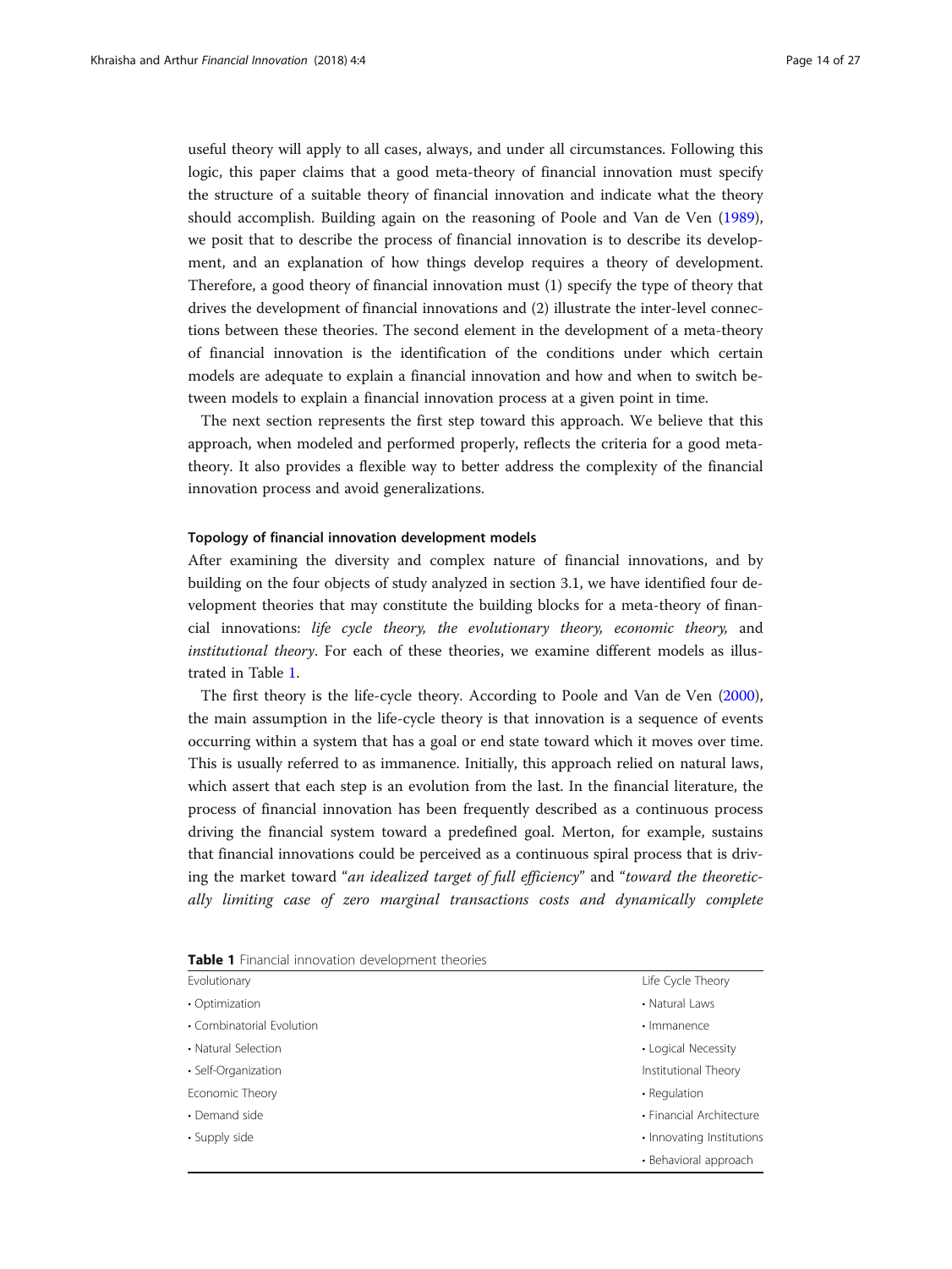useful theory will apply to all cases, always, and under all circumstances. Following this logic, this paper claims that a good meta-theory of financial innovation must specify the structure of a suitable theory of financial innovation and indicate what the theory should accomplish. Building again on the reasoning of Poole and Van de Ven (1989), we posit that to describe the process of financial innovation is to describe its development, and an explanation of how things develop requires a theory of development. Therefore, a good theory of financial innovation must (1) specify the type of theory that drives the development of financial innovations and (2) illustrate the inter-level connections between these theories. The second element in the development of a meta-theory of financial innovation is the identification of the conditions under which certain models are adequate to explain a financial innovation and how and when to switch between models to explain a financial innovation process at a given point in time.

The next section represents the first step toward this approach. We believe that this approach, when modeled and performed properly, reflects the criteria for a good meta-theory. It also provides a flexible way to better address the complexity of the financial innovation process and avoid generalizations.

### Topology of financial innovation development models

After examining the diversity and complex nature of financial innovations, and by building on the four objects of study analyzed in section 3.1, we have identified four development theories that may constitute the building blocks for a meta-theory of financial innovations: *life cycle theory, the evolutionary theory, economic theory,* and *institutional theory*. For each of these theories, we examine different models as illustrated in Table 1.

The first theory is the life-cycle theory. According to Poole and Van de Ven (2000), the main assumption in the life-cycle theory is that innovation is a sequence of events occurring within a system that has a goal or end state toward which it moves over time. This is usually referred to as immanence. Initially, this approach relied on natural laws, which assert that each step is an evolution from the last. In the financial literature, the process of financial innovation has been frequently described as a continuous process driving the financial system toward a predefined goal. Merton, for example, sustains that financial innovations could be perceived as a continuous spiral process that is driving the market toward "*an idealized target of full efficiency*" and "*toward the theoretically limiting case of zero marginal transactions costs and dynamically complete*

**Table 1** Financial innovation development theories

| | |
|---|---|
| Evolutionary | Life Cycle Theory |
| • Optimization | • Natural Laws |
| • Combinatorial Evolution | • Immanence |
| • Natural Selection | • Logical Necessity |
| • Self-Organization | Institutional Theory |
| Economic Theory | • Regulation |
| • Demand side | • Financial Architecture |
| • Supply side | • Innovating Institutions |
| | • Behavioral approach |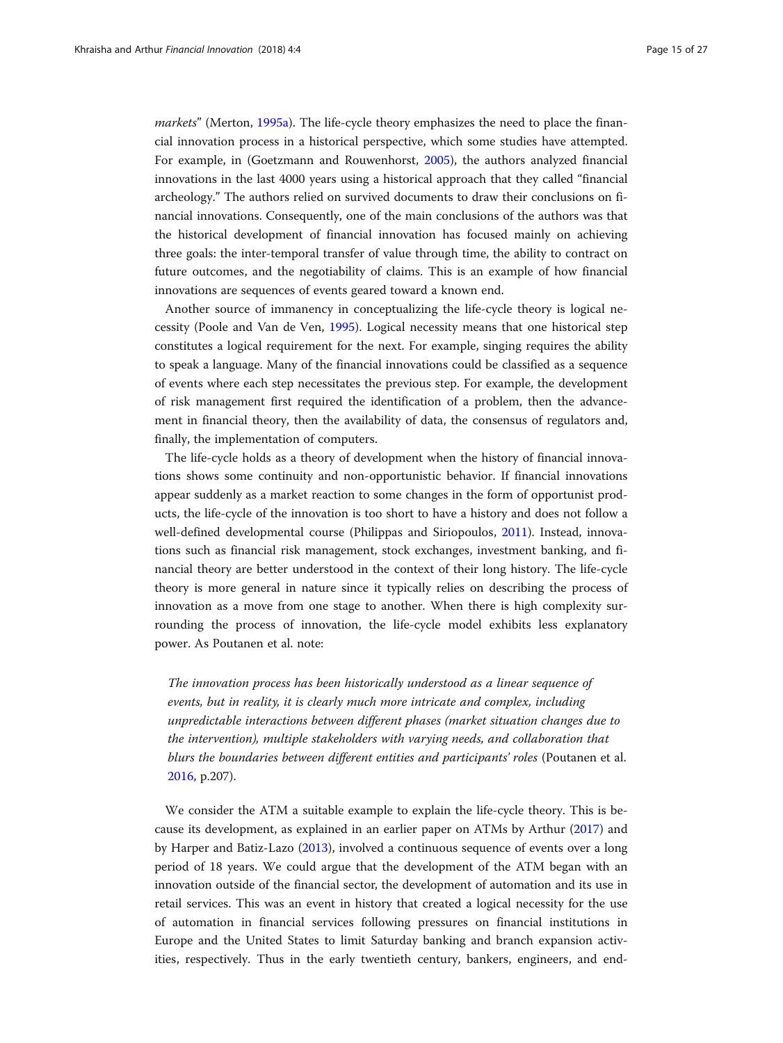*markets*" (Merton, 1995a). The life-cycle theory emphasizes the need to place the financial innovation process in a historical perspective, which some studies have attempted. For example, in (Goetzmann and Rouwenhorst, 2005), the authors analyzed financial innovations in the last 4000 years using a historical approach that they called "financial archeology." The authors relied on survived documents to draw their conclusions on financial innovations. Consequently, one of the main conclusions of the authors was that the historical development of financial innovation has focused mainly on achieving three goals: the inter-temporal transfer of value through time, the ability to contract on future outcomes, and the negotiability of claims. This is an example of how financial innovations are sequences of events geared toward a known end.

Another source of immanency in conceptualizing the life-cycle theory is logical necessity (Poole and Van de Ven, 1995). Logical necessity means that one historical step constitutes a logical requirement for the next. For example, singing requires the ability to speak a language. Many of the financial innovations could be classified as a sequence of events where each step necessitates the previous step. For example, the development of risk management first required the identification of a problem, then the advancement in financial theory, then the availability of data, the consensus of regulators and, finally, the implementation of computers.

The life-cycle holds as a theory of development when the history of financial innovations shows some continuity and non-opportunistic behavior. If financial innovations appear suddenly as a market reaction to some changes in the form of opportunist products, the life-cycle of the innovation is too short to have a history and does not follow a well-defined developmental course (Philippas and Siriopoulos, 2011). Instead, innovations such as financial risk management, stock exchanges, investment banking, and financial theory are better understood in the context of their long history. The life-cycle theory is more general in nature since it typically relies on describing the process of innovation as a move from one stage to another. When there is high complexity surrounding the process of innovation, the life-cycle model exhibits less explanatory power. As Poutanen et al. note:

> *The innovation process has been historically understood as a linear sequence of events, but in reality, it is clearly much more intricate and complex, including unpredictable interactions between different phases (market situation changes due to the intervention), multiple stakeholders with varying needs, and collaboration that blurs the boundaries between different entities and participants' roles* (Poutanen et al. 2016, p.207).

We consider the ATM a suitable example to explain the life-cycle theory. This is because its development, as explained in an earlier paper on ATMs by Arthur (2017) and by Harper and Batiz-Lazo (2013), involved a continuous sequence of events over a long period of 18 years. We could argue that the development of the ATM began with an innovation outside of the financial sector, the development of automation and its use in retail services. This was an event in history that created a logical necessity for the use of automation in financial services following pressures on financial institutions in Europe and the United States to limit Saturday banking and branch expansion activities, respectively. Thus in the early twentieth century, bankers, engineers, and end-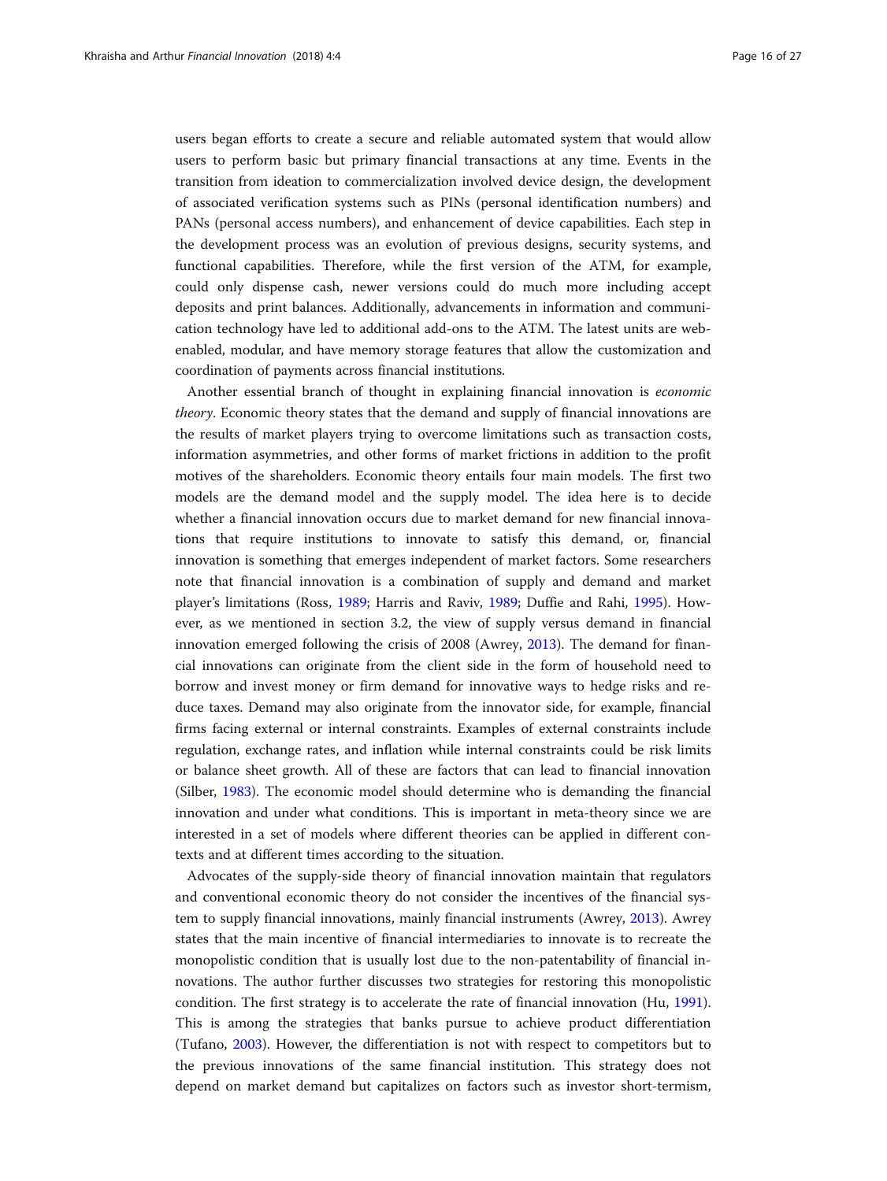users began efforts to create a secure and reliable automated system that would allow users to perform basic but primary financial transactions at any time. Events in the transition from ideation to commercialization involved device design, the development of associated verification systems such as PINs (personal identification numbers) and PANs (personal access numbers), and enhancement of device capabilities. Each step in the development process was an evolution of previous designs, security systems, and functional capabilities. Therefore, while the first version of the ATM, for example, could only dispense cash, newer versions could do much more including accept deposits and print balances. Additionally, advancements in information and communication technology have led to additional add-ons to the ATM. The latest units are web-enabled, modular, and have memory storage features that allow the customization and coordination of payments across financial institutions.

Another essential branch of thought in explaining financial innovation is *economic theory*. Economic theory states that the demand and supply of financial innovations are the results of market players trying to overcome limitations such as transaction costs, information asymmetries, and other forms of market frictions in addition to the profit motives of the shareholders. Economic theory entails four main models. The first two models are the demand model and the supply model. The idea here is to decide whether a financial innovation occurs due to market demand for new financial innovations that require institutions to innovate to satisfy this demand, or, financial innovation is something that emerges independent of market factors. Some researchers note that financial innovation is a combination of supply and demand and market player's limitations (Ross, 1989; Harris and Raviv, 1989; Duffie and Rahi, 1995). However, as we mentioned in section 3.2, the view of supply versus demand in financial innovation emerged following the crisis of 2008 (Awrey, 2013). The demand for financial innovations can originate from the client side in the form of household need to borrow and invest money or firm demand for innovative ways to hedge risks and reduce taxes. Demand may also originate from the innovator side, for example, financial firms facing external or internal constraints. Examples of external constraints include regulation, exchange rates, and inflation while internal constraints could be risk limits or balance sheet growth. All of these are factors that can lead to financial innovation (Silber, 1983). The economic model should determine who is demanding the financial innovation and under what conditions. This is important in meta-theory since we are interested in a set of models where different theories can be applied in different contexts and at different times according to the situation.

Advocates of the supply-side theory of financial innovation maintain that regulators and conventional economic theory do not consider the incentives of the financial system to supply financial innovations, mainly financial instruments (Awrey, 2013). Awrey states that the main incentive of financial intermediaries to innovate is to recreate the monopolistic condition that is usually lost due to the non-patentability of financial innovations. The author further discusses two strategies for restoring this monopolistic condition. The first strategy is to accelerate the rate of financial innovation (Hu, 1991). This is among the strategies that banks pursue to achieve product differentiation (Tufano, 2003). However, the differentiation is not with respect to competitors but to the previous innovations of the same financial institution. This strategy does not depend on market demand but capitalizes on factors such as investor short-termism,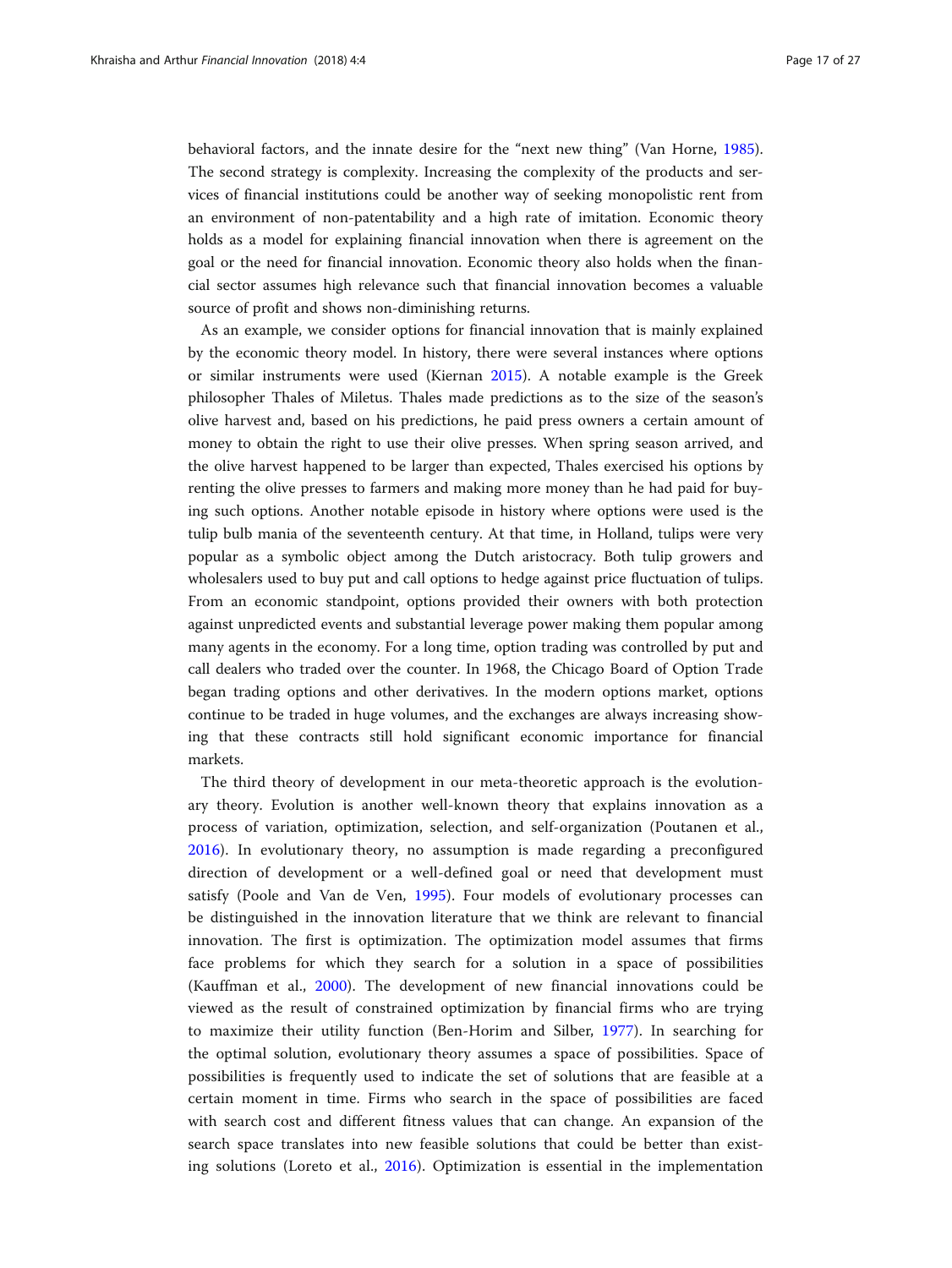behavioral factors, and the innate desire for the "next new thing" (Van Horne, 1985). The second strategy is complexity. Increasing the complexity of the products and services of financial institutions could be another way of seeking monopolistic rent from an environment of non-patentability and a high rate of imitation. Economic theory holds as a model for explaining financial innovation when there is agreement on the goal or the need for financial innovation. Economic theory also holds when the financial sector assumes high relevance such that financial innovation becomes a valuable source of profit and shows non-diminishing returns.

As an example, we consider options for financial innovation that is mainly explained by the economic theory model. In history, there were several instances where options or similar instruments were used (Kiernan 2015). A notable example is the Greek philosopher Thales of Miletus. Thales made predictions as to the size of the season's olive harvest and, based on his predictions, he paid press owners a certain amount of money to obtain the right to use their olive presses. When spring season arrived, and the olive harvest happened to be larger than expected, Thales exercised his options by renting the olive presses to farmers and making more money than he had paid for buying such options. Another notable episode in history where options were used is the tulip bulb mania of the seventeenth century. At that time, in Holland, tulips were very popular as a symbolic object among the Dutch aristocracy. Both tulip growers and wholesalers used to buy put and call options to hedge against price fluctuation of tulips. From an economic standpoint, options provided their owners with both protection against unpredicted events and substantial leverage power making them popular among many agents in the economy. For a long time, option trading was controlled by put and call dealers who traded over the counter. In 1968, the Chicago Board of Option Trade began trading options and other derivatives. In the modern options market, options continue to be traded in huge volumes, and the exchanges are always increasing showing that these contracts still hold significant economic importance for financial markets.

The third theory of development in our meta-theoretic approach is the evolutionary theory. Evolution is another well-known theory that explains innovation as a process of variation, optimization, selection, and self-organization (Poutanen et al., 2016). In evolutionary theory, no assumption is made regarding a preconfigured direction of development or a well-defined goal or need that development must satisfy (Poole and Van de Ven, 1995). Four models of evolutionary processes can be distinguished in the innovation literature that we think are relevant to financial innovation. The first is optimization. The optimization model assumes that firms face problems for which they search for a solution in a space of possibilities (Kauffman et al., 2000). The development of new financial innovations could be viewed as the result of constrained optimization by financial firms who are trying to maximize their utility function (Ben-Horim and Silber, 1977). In searching for the optimal solution, evolutionary theory assumes a space of possibilities. Space of possibilities is frequently used to indicate the set of solutions that are feasible at a certain moment in time. Firms who search in the space of possibilities are faced with search cost and different fitness values that can change. An expansion of the search space translates into new feasible solutions that could be better than existing solutions (Loreto et al., 2016). Optimization is essential in the implementation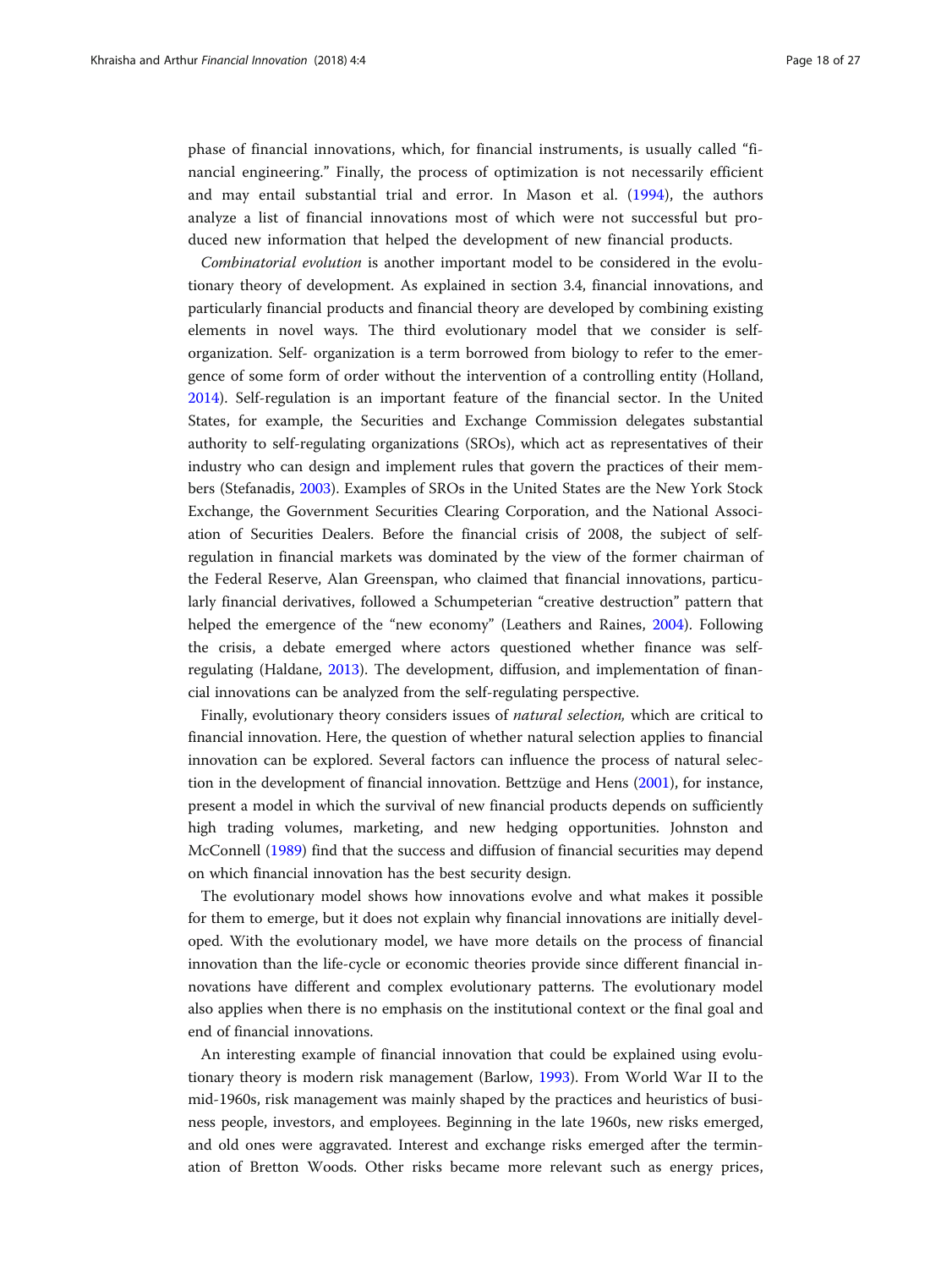phase of financial innovations, which, for financial instruments, is usually called "financial engineering." Finally, the process of optimization is not necessarily efficient and may entail substantial trial and error. In Mason et al. (1994), the authors analyze a list of financial innovations most of which were not successful but produced new information that helped the development of new financial products.

*Combinatorial evolution* is another important model to be considered in the evolutionary theory of development. As explained in section 3.4, financial innovations, and particularly financial products and financial theory are developed by combining existing elements in novel ways. The third evolutionary model that we consider is self-organization. Self- organization is a term borrowed from biology to refer to the emergence of some form of order without the intervention of a controlling entity (Holland, 2014). Self-regulation is an important feature of the financial sector. In the United States, for example, the Securities and Exchange Commission delegates substantial authority to self-regulating organizations (SROs), which act as representatives of their industry who can design and implement rules that govern the practices of their members (Stefanadis, 2003). Examples of SROs in the United States are the New York Stock Exchange, the Government Securities Clearing Corporation, and the National Association of Securities Dealers. Before the financial crisis of 2008, the subject of self-regulation in financial markets was dominated by the view of the former chairman of the Federal Reserve, Alan Greenspan, who claimed that financial innovations, particularly financial derivatives, followed a Schumpeterian "creative destruction" pattern that helped the emergence of the "new economy" (Leathers and Raines, 2004). Following the crisis, a debate emerged where actors questioned whether finance was self-regulating (Haldane, 2013). The development, diffusion, and implementation of financial innovations can be analyzed from the self-regulating perspective.

Finally, evolutionary theory considers issues of *natural selection,* which are critical to financial innovation. Here, the question of whether natural selection applies to financial innovation can be explored. Several factors can influence the process of natural selection in the development of financial innovation. Bettzüge and Hens (2001), for instance, present a model in which the survival of new financial products depends on sufficiently high trading volumes, marketing, and new hedging opportunities. Johnston and McConnell (1989) find that the success and diffusion of financial securities may depend on which financial innovation has the best security design.

The evolutionary model shows how innovations evolve and what makes it possible for them to emerge, but it does not explain why financial innovations are initially developed. With the evolutionary model, we have more details on the process of financial innovation than the life-cycle or economic theories provide since different financial innovations have different and complex evolutionary patterns. The evolutionary model also applies when there is no emphasis on the institutional context or the final goal and end of financial innovations.

An interesting example of financial innovation that could be explained using evolutionary theory is modern risk management (Barlow, 1993). From World War II to the mid-1960s, risk management was mainly shaped by the practices and heuristics of business people, investors, and employees. Beginning in the late 1960s, new risks emerged, and old ones were aggravated. Interest and exchange risks emerged after the termination of Bretton Woods. Other risks became more relevant such as energy prices,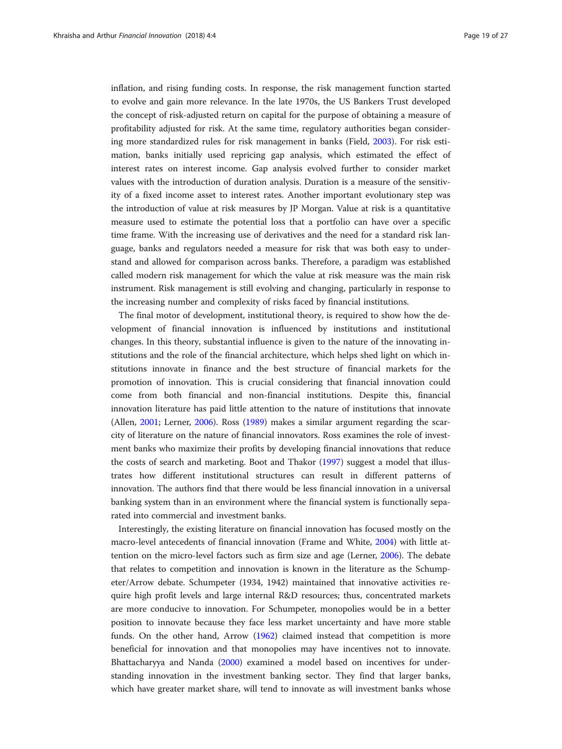inflation, and rising funding costs. In response, the risk management function started to evolve and gain more relevance. In the late 1970s, the US Bankers Trust developed the concept of risk-adjusted return on capital for the purpose of obtaining a measure of profitability adjusted for risk. At the same time, regulatory authorities began considering more standardized rules for risk management in banks (Field, 2003). For risk estimation, banks initially used repricing gap analysis, which estimated the effect of interest rates on interest income. Gap analysis evolved further to consider market values with the introduction of duration analysis. Duration is a measure of the sensitivity of a fixed income asset to interest rates. Another important evolutionary step was the introduction of value at risk measures by JP Morgan. Value at risk is a quantitative measure used to estimate the potential loss that a portfolio can have over a specific time frame. With the increasing use of derivatives and the need for a standard risk language, banks and regulators needed a measure for risk that was both easy to understand and allowed for comparison across banks. Therefore, a paradigm was established called modern risk management for which the value at risk measure was the main risk instrument. Risk management is still evolving and changing, particularly in response to the increasing number and complexity of risks faced by financial institutions.

The final motor of development, institutional theory, is required to show how the development of financial innovation is influenced by institutions and institutional changes. In this theory, substantial influence is given to the nature of the innovating institutions and the role of the financial architecture, which helps shed light on which institutions innovate in finance and the best structure of financial markets for the promotion of innovation. This is crucial considering that financial innovation could come from both financial and non-financial institutions. Despite this, financial innovation literature has paid little attention to the nature of institutions that innovate (Allen, 2001; Lerner, 2006). Ross (1989) makes a similar argument regarding the scarcity of literature on the nature of financial innovators. Ross examines the role of investment banks who maximize their profits by developing financial innovations that reduce the costs of search and marketing. Boot and Thakor (1997) suggest a model that illustrates how different institutional structures can result in different patterns of innovation. The authors find that there would be less financial innovation in a universal banking system than in an environment where the financial system is functionally separated into commercial and investment banks.

Interestingly, the existing literature on financial innovation has focused mostly on the macro-level antecedents of financial innovation (Frame and White, 2004) with little attention on the micro-level factors such as firm size and age (Lerner, 2006). The debate that relates to competition and innovation is known in the literature as the Schumpeter/Arrow debate. Schumpeter (1934, 1942) maintained that innovative activities require high profit levels and large internal R&D resources; thus, concentrated markets are more conducive to innovation. For Schumpeter, monopolies would be in a better position to innovate because they face less market uncertainty and have more stable funds. On the other hand, Arrow (1962) claimed instead that competition is more beneficial for innovation and that monopolies may have incentives not to innovate. Bhattacharyya and Nanda (2000) examined a model based on incentives for understanding innovation in the investment banking sector. They find that larger banks, which have greater market share, will tend to innovate as will investment banks whose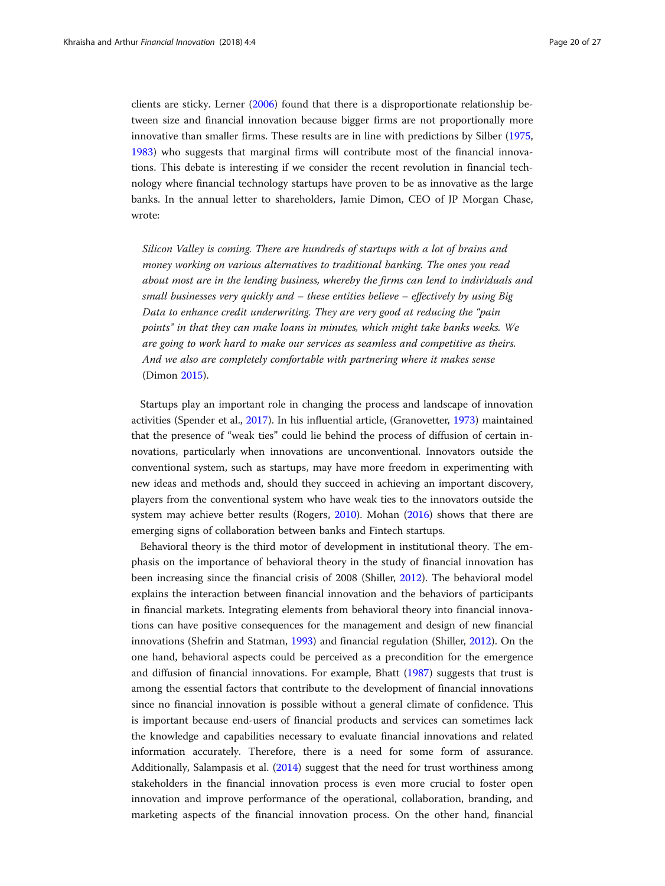clients are sticky. Lerner (2006) found that there is a disproportionate relationship between size and financial innovation because bigger firms are not proportionally more innovative than smaller firms. These results are in line with predictions by Silber (1975, 1983) who suggests that marginal firms will contribute most of the financial innovations. This debate is interesting if we consider the recent revolution in financial technology where financial technology startups have proven to be as innovative as the large banks. In the annual letter to shareholders, Jamie Dimon, CEO of JP Morgan Chase, wrote:

> *Silicon Valley is coming. There are hundreds of startups with a lot of brains and money working on various alternatives to traditional banking. The ones you read about most are in the lending business, whereby the firms can lend to individuals and small businesses very quickly and – these entities believe – effectively by using Big Data to enhance credit underwriting. They are very good at reducing the "pain points" in that they can make loans in minutes, which might take banks weeks. We are going to work hard to make our services as seamless and competitive as theirs. And we also are completely comfortable with partnering where it makes sense* (Dimon 2015).

Startups play an important role in changing the process and landscape of innovation activities (Spender et al., 2017). In his influential article, (Granovetter, 1973) maintained that the presence of "weak ties" could lie behind the process of diffusion of certain innovations, particularly when innovations are unconventional. Innovators outside the conventional system, such as startups, may have more freedom in experimenting with new ideas and methods and, should they succeed in achieving an important discovery, players from the conventional system who have weak ties to the innovators outside the system may achieve better results (Rogers, 2010). Mohan (2016) shows that there are emerging signs of collaboration between banks and Fintech startups.

Behavioral theory is the third motor of development in institutional theory. The emphasis on the importance of behavioral theory in the study of financial innovation has been increasing since the financial crisis of 2008 (Shiller, 2012). The behavioral model explains the interaction between financial innovation and the behaviors of participants in financial markets. Integrating elements from behavioral theory into financial innovations can have positive consequences for the management and design of new financial innovations (Shefrin and Statman, 1993) and financial regulation (Shiller, 2012). On the one hand, behavioral aspects could be perceived as a precondition for the emergence and diffusion of financial innovations. For example, Bhatt (1987) suggests that trust is among the essential factors that contribute to the development of financial innovations since no financial innovation is possible without a general climate of confidence. This is important because end-users of financial products and services can sometimes lack the knowledge and capabilities necessary to evaluate financial innovations and related information accurately. Therefore, there is a need for some form of assurance. Additionally, Salampasis et al. (2014) suggest that the need for trust worthiness among stakeholders in the financial innovation process is even more crucial to foster open innovation and improve performance of the operational, collaboration, branding, and marketing aspects of the financial innovation process. On the other hand, financial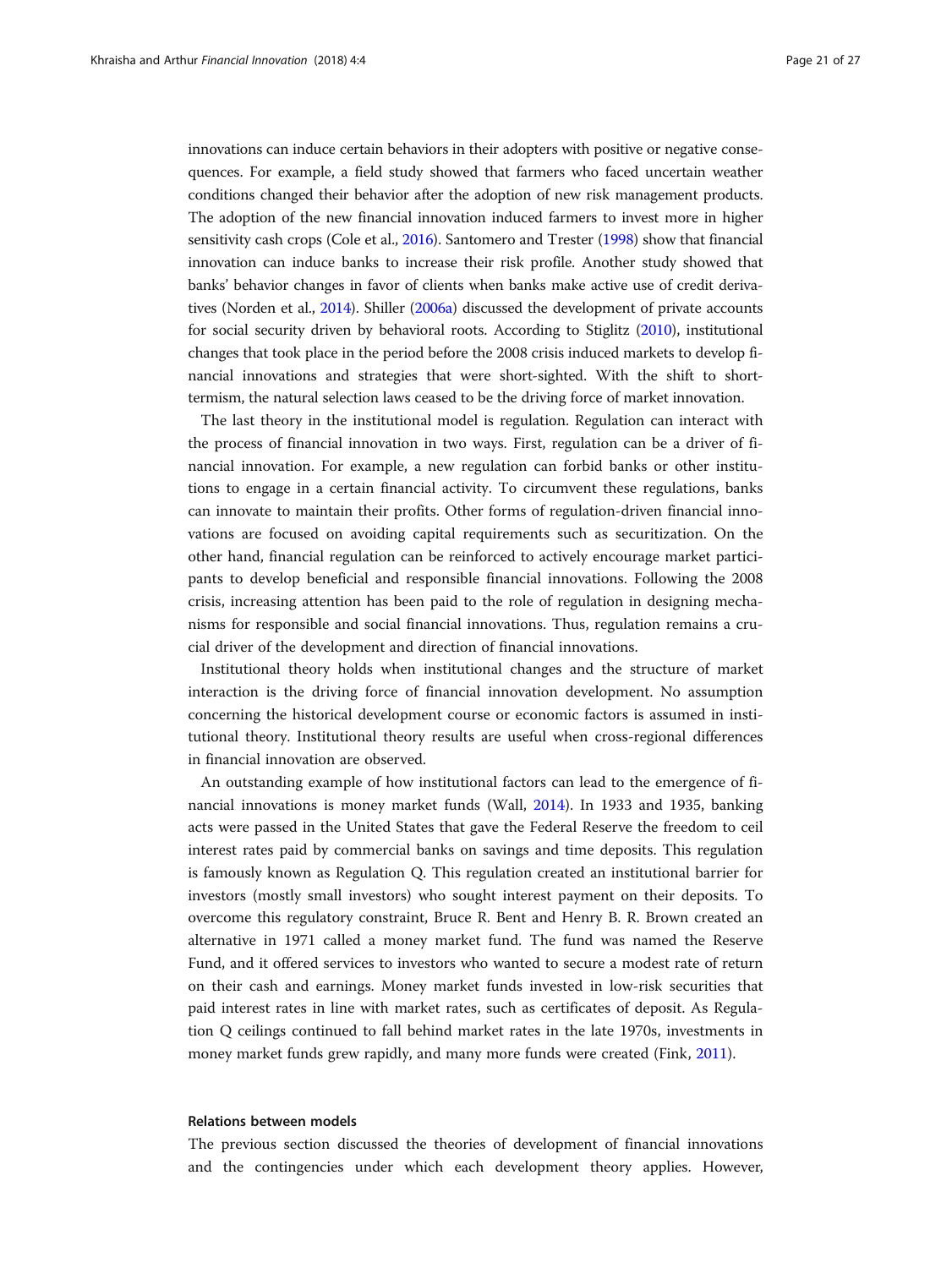innovations can induce certain behaviors in their adopters with positive or negative consequences. For example, a field study showed that farmers who faced uncertain weather conditions changed their behavior after the adoption of new risk management products. The adoption of the new financial innovation induced farmers to invest more in higher sensitivity cash crops (Cole et al., 2016). Santomero and Trester (1998) show that financial innovation can induce banks to increase their risk profile. Another study showed that banks' behavior changes in favor of clients when banks make active use of credit derivatives (Norden et al., 2014). Shiller (2006a) discussed the development of private accounts for social security driven by behavioral roots. According to Stiglitz (2010), institutional changes that took place in the period before the 2008 crisis induced markets to develop financial innovations and strategies that were short-sighted. With the shift to short-termism, the natural selection laws ceased to be the driving force of market innovation.

The last theory in the institutional model is regulation. Regulation can interact with the process of financial innovation in two ways. First, regulation can be a driver of financial innovation. For example, a new regulation can forbid banks or other institutions to engage in a certain financial activity. To circumvent these regulations, banks can innovate to maintain their profits. Other forms of regulation-driven financial innovations are focused on avoiding capital requirements such as securitization. On the other hand, financial regulation can be reinforced to actively encourage market participants to develop beneficial and responsible financial innovations. Following the 2008 crisis, increasing attention has been paid to the role of regulation in designing mechanisms for responsible and social financial innovations. Thus, regulation remains a crucial driver of the development and direction of financial innovations.

Institutional theory holds when institutional changes and the structure of market interaction is the driving force of financial innovation development. No assumption concerning the historical development course or economic factors is assumed in institutional theory. Institutional theory results are useful when cross-regional differences in financial innovation are observed.

An outstanding example of how institutional factors can lead to the emergence of financial innovations is money market funds (Wall, 2014). In 1933 and 1935, banking acts were passed in the United States that gave the Federal Reserve the freedom to ceil interest rates paid by commercial banks on savings and time deposits. This regulation is famously known as Regulation Q. This regulation created an institutional barrier for investors (mostly small investors) who sought interest payment on their deposits. To overcome this regulatory constraint, Bruce R. Bent and Henry B. R. Brown created an alternative in 1971 called a money market fund. The fund was named the Reserve Fund, and it offered services to investors who wanted to secure a modest rate of return on their cash and earnings. Money market funds invested in low-risk securities that paid interest rates in line with market rates, such as certificates of deposit. As Regulation Q ceilings continued to fall behind market rates in the late 1970s, investments in money market funds grew rapidly, and many more funds were created (Fink, 2011).

#### Relations between models

The previous section discussed the theories of development of financial innovations and the contingencies under which each development theory applies. However,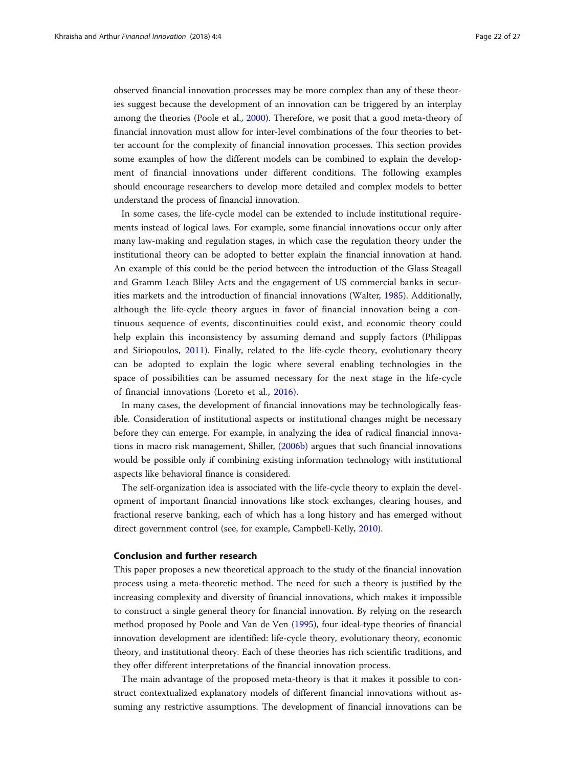observed financial innovation processes may be more complex than any of these theories suggest because the development of an innovation can be triggered by an interplay among the theories (Poole et al., 2000). Therefore, we posit that a good meta-theory of financial innovation must allow for inter-level combinations of the four theories to better account for the complexity of financial innovation processes. This section provides some examples of how the different models can be combined to explain the development of financial innovations under different conditions. The following examples should encourage researchers to develop more detailed and complex models to better understand the process of financial innovation.

In some cases, the life-cycle model can be extended to include institutional requirements instead of logical laws. For example, some financial innovations occur only after many law-making and regulation stages, in which case the regulation theory under the institutional theory can be adopted to better explain the financial innovation at hand. An example of this could be the period between the introduction of the Glass Steagall and Gramm Leach Bliley Acts and the engagement of US commercial banks in securities markets and the introduction of financial innovations (Walter, 1985). Additionally, although the life-cycle theory argues in favor of financial innovation being a continuous sequence of events, discontinuities could exist, and economic theory could help explain this inconsistency by assuming demand and supply factors (Philippas and Siriopoulos, 2011). Finally, related to the life-cycle theory, evolutionary theory can be adopted to explain the logic where several enabling technologies in the space of possibilities can be assumed necessary for the next stage in the life-cycle of financial innovations (Loreto et al., 2016).

In many cases, the development of financial innovations may be technologically feasible. Consideration of institutional aspects or institutional changes might be necessary before they can emerge. For example, in analyzing the idea of radical financial innovations in macro risk management, Shiller, (2006b) argues that such financial innovations would be possible only if combining existing information technology with institutional aspects like behavioral finance is considered.

The self-organization idea is associated with the life-cycle theory to explain the development of important financial innovations like stock exchanges, clearing houses, and fractional reserve banking, each of which has a long history and has emerged without direct government control (see, for example, Campbell-Kelly, 2010).

## Conclusion and further research

This paper proposes a new theoretical approach to the study of the financial innovation process using a meta-theoretic method. The need for such a theory is justified by the increasing complexity and diversity of financial innovations, which makes it impossible to construct a single general theory for financial innovation. By relying on the research method proposed by Poole and Van de Ven (1995), four ideal-type theories of financial innovation development are identified: life-cycle theory, evolutionary theory, economic theory, and institutional theory. Each of these theories has rich scientific traditions, and they offer different interpretations of the financial innovation process.

The main advantage of the proposed meta-theory is that it makes it possible to construct contextualized explanatory models of different financial innovations without assuming any restrictive assumptions. The development of financial innovations can be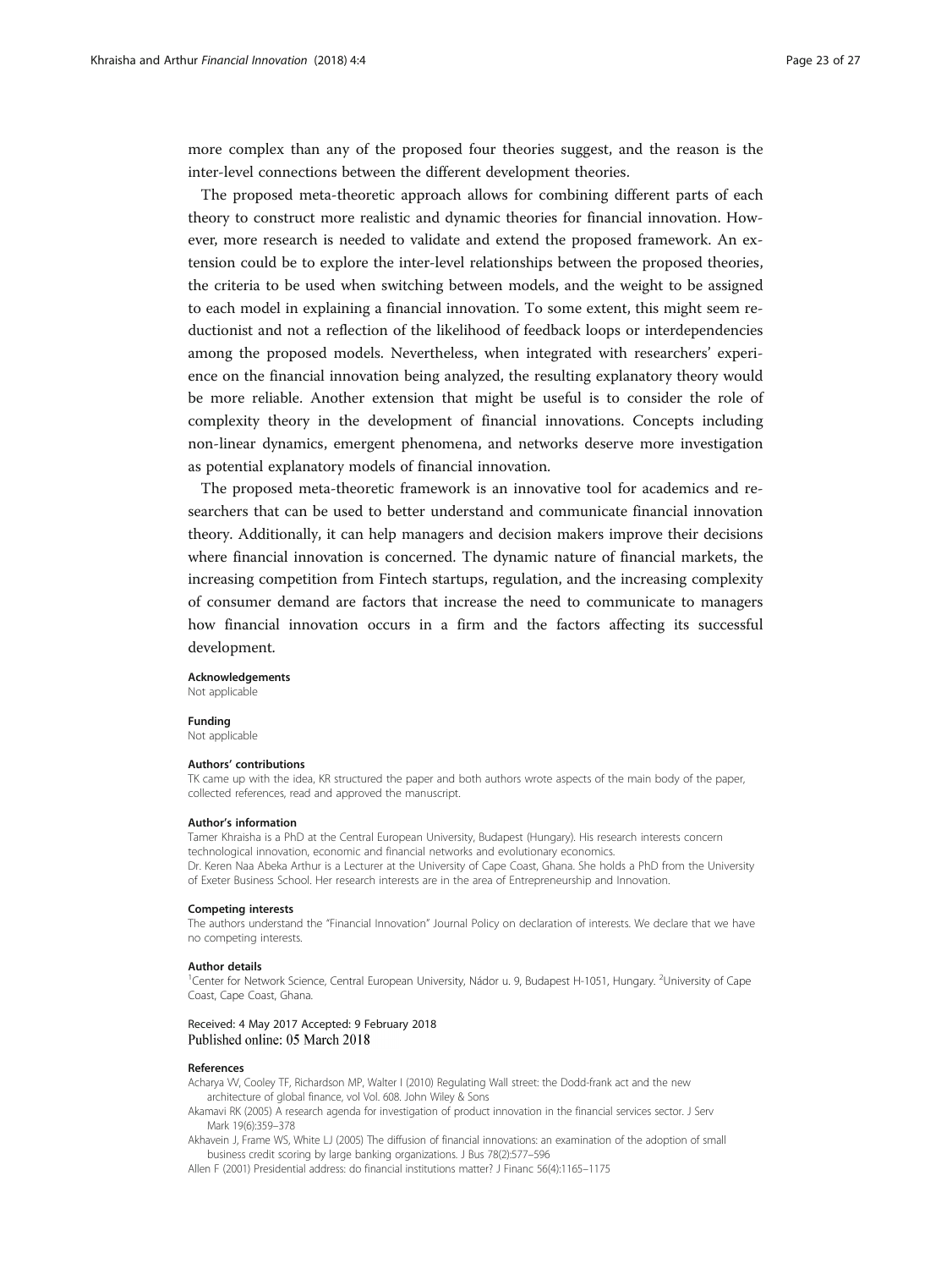more complex than any of the proposed four theories suggest, and the reason is the inter-level connections between the different development theories.

The proposed meta-theoretic approach allows for combining different parts of each theory to construct more realistic and dynamic theories for financial innovation. However, more research is needed to validate and extend the proposed framework. An extension could be to explore the inter-level relationships between the proposed theories, the criteria to be used when switching between models, and the weight to be assigned to each model in explaining a financial innovation. To some extent, this might seem reductionist and not a reflection of the likelihood of feedback loops or interdependencies among the proposed models. Nevertheless, when integrated with researchers' experience on the financial innovation being analyzed, the resulting explanatory theory would be more reliable. Another extension that might be useful is to consider the role of complexity theory in the development of financial innovations. Concepts including non-linear dynamics, emergent phenomena, and networks deserve more investigation as potential explanatory models of financial innovation.

The proposed meta-theoretic framework is an innovative tool for academics and researchers that can be used to better understand and communicate financial innovation theory. Additionally, it can help managers and decision makers improve their decisions where financial innovation is concerned. The dynamic nature of financial markets, the increasing competition from Fintech startups, regulation, and the increasing complexity of consumer demand are factors that increase the need to communicate to managers how financial innovation occurs in a firm and the factors affecting its successful development.

#### Acknowledgements
Not applicable

#### Funding
Not applicable

#### Authors' contributions
TK came up with the idea, KR structured the paper and both authors wrote aspects of the main body of the paper, collected references, read and approved the manuscript.

#### Author's information
Tamer Khraisha is a PhD at the Central European University, Budapest (Hungary). His research interests concern technological innovation, economic and financial networks and evolutionary economics.
Dr. Keren Naa Abeka Arthur is a Lecturer at the University of Cape Coast, Ghana. She holds a PhD from the University of Exeter Business School. Her research interests are in the area of Entrepreneurship and Innovation.

#### Competing interests
The authors understand the "Financial Innovation" Journal Policy on declaration of interests. We declare that we have no competing interests.

#### Author details
[1]Center for Network Science, Central European University, Nádor u. 9, Budapest H-1051, Hungary. [2]University of Cape Coast, Cape Coast, Ghana.

Received: 4 May 2017 Accepted: 9 February 2018
Published online: 05 March 2018

#### References
Acharya VV, Cooley TF, Richardson MP, Walter I (2010) Regulating Wall street: the Dodd-frank act and the new architecture of global finance, vol Vol. 608. John Wiley & Sons

Akamavi RK (2005) A research agenda for investigation of product innovation in the financial services sector. J Serv Mark 19(6):359–378

Akhavein J, Frame WS, White LJ (2005) The diffusion of financial innovations: an examination of the adoption of small business credit scoring by large banking organizations. J Bus 78(2):577–596

Allen F (2001) Presidential address: do financial institutions matter? J Financ 56(4):1165–1175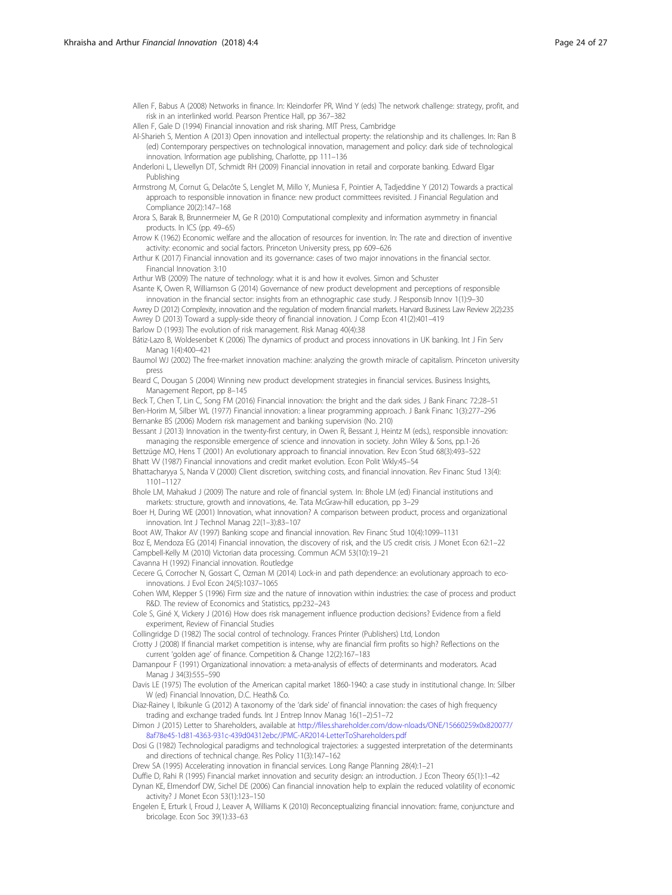Allen F, Babus A (2008) Networks in finance. In: Kleindorfer PR, Wind Y (eds) The network challenge: strategy, profit, and risk in an interlinked world. Pearson Prentice Hall, pp 367–382

Allen F, Gale D (1994) Financial innovation and risk sharing. MIT Press, Cambridge

Al-Sharieh S, Mention A (2013) Open innovation and intellectual property: the relationship and its challenges. In: Ran B (ed) Contemporary perspectives on technological innovation, management and policy: dark side of technological innovation. Information age publishing, Charlotte, pp 111–136

Anderloni L, Llewellyn DT, Schmidt RH (2009) Financial innovation in retail and corporate banking. Edward Elgar Publishing

Armstrong M, Cornut G, Delacôte S, Lenglet M, Millo Y, Muniesa F, Pointier A, Tadjeddine Y (2012) Towards a practical approach to responsible innovation in finance: new product committees revisited. J Financial Regulation and Compliance 20(2):147–168

Arora S, Barak B, Brunnermeier M, Ge R (2010) Computational complexity and information asymmetry in financial products. In ICS (pp. 49–65)

Arrow K (1962) Economic welfare and the allocation of resources for invention. In: The rate and direction of inventive activity: economic and social factors. Princeton University press, pp 609–626

Arthur K (2017) Financial innovation and its governance: cases of two major innovations in the financial sector. Financial Innovation 3:10

Arthur WB (2009) The nature of technology: what it is and how it evolves. Simon and Schuster

Asante K, Owen R, Williamson G (2014) Governance of new product development and perceptions of responsible innovation in the financial sector: insights from an ethnographic case study. J Responsib Innov 1(1):9–30

Awrey D (2012) Complexity, innovation and the regulation of modern financial markets. Harvard Business Law Review 2(2):235

Awrey D (2013) Toward a supply-side theory of financial innovation. J Comp Econ 41(2):401–419

Barlow D (1993) The evolution of risk management. Risk Manag 40(4):38

Bátiz-Lazo B, Woldesenbet K (2006) The dynamics of product and process innovations in UK banking. Int J Fin Serv Manag 1(4):400–421

Baumol WJ (2002) The free-market innovation machine: analyzing the growth miracle of capitalism. Princeton university press

Beard C, Dougan S (2004) Winning new product development strategies in financial services. Business Insights, Management Report, pp 8–145

Beck T, Chen T, Lin C, Song FM (2016) Financial innovation: the bright and the dark sides. J Bank Financ 72:28–51

Ben-Horim M, Silber WL (1977) Financial innovation: a linear programming approach. J Bank Financ 1(3):277–296

Bernanke BS (2006) Modern risk management and banking supervision (No. 210)

Bessant J (2013) Innovation in the twenty-first century, in Owen R, Bessant J, Heintz M (eds.), responsible innovation: managing the responsible emergence of science and innovation in society. John Wiley & Sons, pp.1-26

Bettzüge MO, Hens T (2001) An evolutionary approach to financial innovation. Rev Econ Stud 68(3):493–522

Bhatt VV (1987) Financial innovations and credit market evolution. Econ Polit Wkly:45–54

Bhattacharyya S, Nanda V (2000) Client discretion, switching costs, and financial innovation. Rev Financ Stud 13(4): 1101–1127

Bhole LM, Mahakud J (2009) The nature and role of financial system. In: Bhole LM (ed) Financial institutions and markets: structure, growth and innovations, 4e. Tata McGraw-hill education, pp 3–29

Boer H, During WE (2001) Innovation, what innovation? A comparison between product, process and organizational innovation. Int J Technol Manag 22(1–3):83–107

Boot AW, Thakor AV (1997) Banking scope and financial innovation. Rev Financ Stud 10(4):1099–1131

Boz E, Mendoza EG (2014) Financial innovation, the discovery of risk, and the US credit crisis. J Monet Econ 62:1–22

Campbell-Kelly M (2010) Victorian data processing. Commun ACM 53(10):19–21

Cavanna H (1992) Financial innovation. Routledge

Cecere G, Corrocher N, Gossart C, Ozman M (2014) Lock-in and path dependence: an evolutionary approach to eco-innovations. J Evol Econ 24(5):1037–1065

Cohen WM, Klepper S (1996) Firm size and the nature of innovation within industries: the case of process and product R&D. The review of Economics and Statistics, pp:232–243

Cole S, Giné X, Vickery J (2016) How does risk management influence production decisions? Evidence from a field experiment, Review of Financial Studies

Collingridge D (1982) The social control of technology. Frances Printer (Publishers) Ltd, London

Crotty J (2008) If financial market competition is intense, why are financial firm profits so high? Reflections on the current 'golden age' of finance. Competition & Change 12(2):167–183

Damanpour F (1991) Organizational innovation: a meta-analysis of effects of determinants and moderators. Acad Manag J 34(3):555–590

Davis LE (1975) The evolution of the American capital market 1860-1940: a case study in institutional change. In: Silber W (ed) Financial Innovation, D.C. Heath& Co.

Diaz-Rainey I, Ibikunle G (2012) A taxonomy of the 'dark side' of financial innovation: the cases of high frequency trading and exchange traded funds. Int J Entrep Innov Manag 16(1–2):51–72

Dimon J (2015) Letter to Shareholders, available at http://files.shareholder.com/dow-nloads/ONE/15660259x0x820077/8af78e45-1d81-4363-931c-439d04312ebc/JPMC-AR2014-LetterToShareholders.pdf

Dosi G (1982) Technological paradigms and technological trajectories: a suggested interpretation of the determinants and directions of technical change. Res Policy 11(3):147–162

Drew SA (1995) Accelerating innovation in financial services. Long Range Planning 28(4):1–21

Duffie D, Rahi R (1995) Financial market innovation and security design: an introduction. J Econ Theory 65(1):1–42

Dynan KE, Elmendorf DW, Sichel DE (2006) Can financial innovation help to explain the reduced volatility of economic activity? J Monet Econ 53(1):123–150

Engelen E, Erturk I, Froud J, Leaver A, Williams K (2010) Reconceptualizing financial innovation: frame, conjuncture and bricolage. Econ Soc 39(1):33–63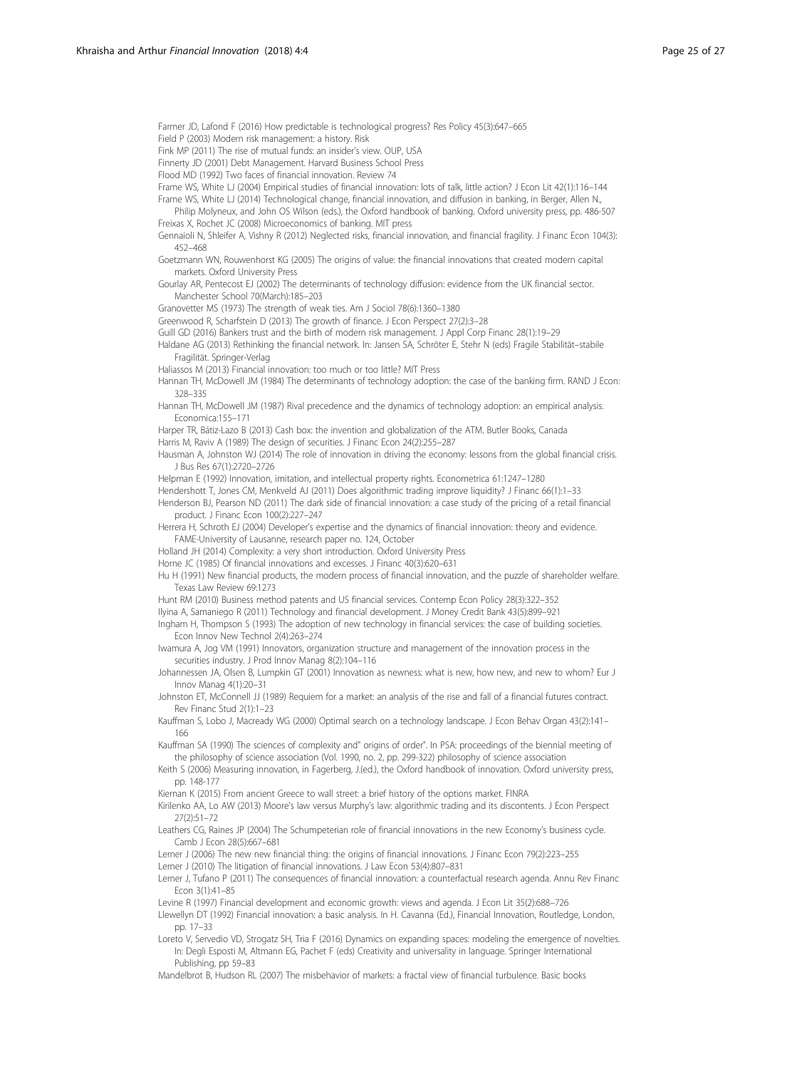Farmer JD, Lafond F (2016) How predictable is technological progress? Res Policy 45(3):647–665

Field P (2003) Modern risk management: a history. Risk

Fink MP (2011) The rise of mutual funds: an insider's view. OUP, USA

Finnerty JD (2001) Debt Management. Harvard Business School Press

Flood MD (1992) Two faces of financial innovation. Review 74

Frame WS, White LJ (2004) Empirical studies of financial innovation: lots of talk, little action? J Econ Lit 42(1):116–144

Frame WS, White LJ (2014) Technological change, financial innovation, and diffusion in banking, in Berger, Allen N., Philip Molyneux, and John OS Wilson (eds.), the Oxford handbook of banking. Oxford university press, pp. 486-507

Freixas X, Rochet JC (2008) Microeconomics of banking. MIT press

Gennaioli N, Shleifer A, Vishny R (2012) Neglected risks, financial innovation, and financial fragility. J Financ Econ 104(3): 452–468

Goetzmann WN, Rouwenhorst KG (2005) The origins of value: the financial innovations that created modern capital markets. Oxford University Press

Gourlay AR, Pentecost EJ (2002) The determinants of technology diffusion: evidence from the UK financial sector. Manchester School 70(March):185–203

Granovetter MS (1973) The strength of weak ties. Am J Sociol 78(6):1360–1380

Greenwood R, Scharfstein D (2013) The growth of finance. J Econ Perspect 27(2):3–28

Guill GD (2016) Bankers trust and the birth of modern risk management. J Appl Corp Financ 28(1):19–29

Haldane AG (2013) Rethinking the financial network. In: Jansen SA, Schröter E, Stehr N (eds) Fragile Stabilität–stabile Fragilität. Springer-Verlag

Haliassos M (2013) Financial innovation: too much or too little? MIT Press

Hannan TH, McDowell JM (1984) The determinants of technology adoption: the case of the banking firm. RAND J Econ: 328–335

Hannan TH, McDowell JM (1987) Rival precedence and the dynamics of technology adoption: an empirical analysis. Economica:155–171

Harper TR, Bátiz-Lazo B (2013) Cash box: the invention and globalization of the ATM. Butler Books, Canada

Harris M, Raviv A (1989) The design of securities. J Financ Econ 24(2):255–287

Hausman A, Johnston WJ (2014) The role of innovation in driving the economy: lessons from the global financial crisis. J Bus Res 67(1):2720–2726

Helpman E (1992) Innovation, imitation, and intellectual property rights. Econometrica 61:1247–1280

Hendershott T, Jones CM, Menkveld AJ (2011) Does algorithmic trading improve liquidity? J Financ 66(1):1–33

Henderson BJ, Pearson ND (2011) The dark side of financial innovation: a case study of the pricing of a retail financial product. J Financ Econ 100(2):227–247

Herrera H, Schroth EJ (2004) Developer's expertise and the dynamics of financial innovation: theory and evidence. FAME-University of Lausanne, research paper no. 124, October

Holland JH (2014) Complexity: a very short introduction. Oxford University Press

Horne JC (1985) Of financial innovations and excesses. J Financ 40(3):620–631

Hu H (1991) New financial products, the modern process of financial innovation, and the puzzle of shareholder welfare. Texas Law Review 69:1273

Hunt RM (2010) Business method patents and US financial services. Contemp Econ Policy 28(3):322–352

Ilyina A, Samaniego R (2011) Technology and financial development. J Money Credit Bank 43(5):899–921

Ingham H, Thompson S (1993) The adoption of new technology in financial services: the case of building societies. Econ Innov New Technol 2(4):263–274

Iwamura A, Jog VM (1991) Innovators, organization structure and management of the innovation process in the securities industry. J Prod Innov Manag 8(2):104–116

Johannessen JA, Olsen B, Lumpkin GT (2001) Innovation as newness: what is new, how new, and new to whom? Eur J Innov Manag 4(1):20–31

Johnston ET, McConnell JJ (1989) Requiem for a market: an analysis of the rise and fall of a financial futures contract. Rev Financ Stud 2(1):1–23

Kauffman S, Lobo J, Macready WG (2000) Optimal search on a technology landscape. J Econ Behav Organ 43(2):141–166

Kauffman SA (1990) The sciences of complexity and" origins of order". In PSA: proceedings of the biennial meeting of the philosophy of science association (Vol. 1990, no. 2, pp. 299-322) philosophy of science association

Keith S (2006) Measuring innovation, in Fagerberg, J.(ed.), the Oxford handbook of innovation. Oxford university press, pp. 148-177

Kiernan K (2015) From ancient Greece to wall street: a brief history of the options market. FINRA

Kirilenko AA, Lo AW (2013) Moore's law versus Murphy's law: algorithmic trading and its discontents. J Econ Perspect 27(2):51–72

Leathers CG, Raines JP (2004) The Schumpeterian role of financial innovations in the new Economy's business cycle. Camb J Econ 28(5):667–681

Lerner J (2006) The new new financial thing: the origins of financial innovations. J Financ Econ 79(2):223–255

Lerner J (2010) The litigation of financial innovations. J Law Econ 53(4):807–831

Lerner J, Tufano P (2011) The consequences of financial innovation: a counterfactual research agenda. Annu Rev Financ Econ 3(1):41–85

Levine R (1997) Financial development and economic growth: views and agenda. J Econ Lit 35(2):688–726

Llewellyn DT (1992) Financial innovation: a basic analysis. In H. Cavanna (Ed.), Financial Innovation, Routledge, London, pp. 17–33

Loreto V, Servedio VD, Strogatz SH, Tria F (2016) Dynamics on expanding spaces: modeling the emergence of novelties. In: Degli Esposti M, Altmann EG, Pachet F (eds) Creativity and universality in language. Springer International Publishing, pp 59–83

Mandelbrot B, Hudson RL (2007) The misbehavior of markets: a fractal view of financial turbulence. Basic books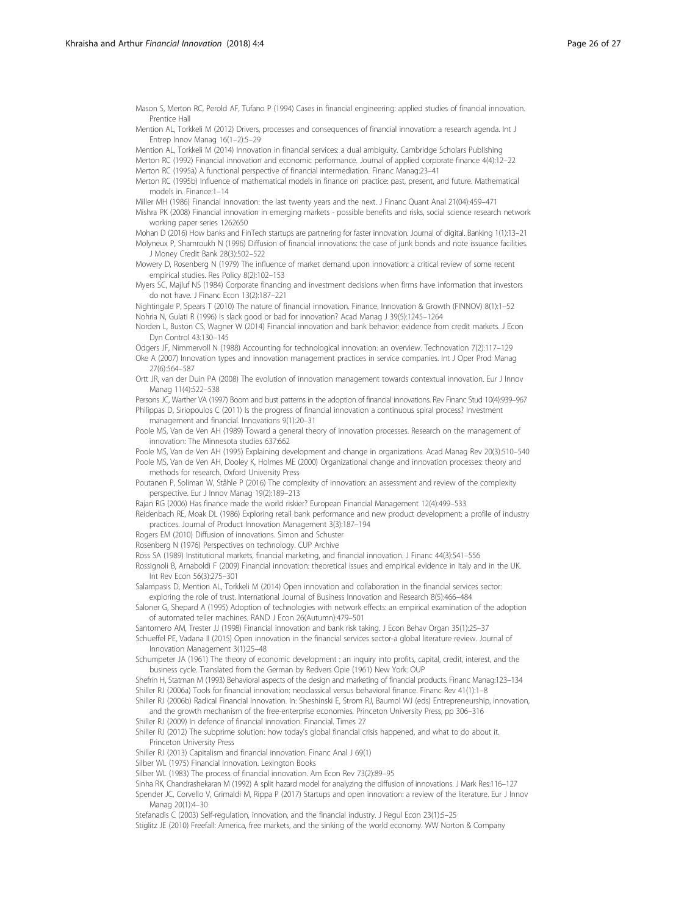Mason S, Merton RC, Perold AF, Tufano P (1994) Cases in financial engineering: applied studies of financial innovation. Prentice Hall

Mention AL, Torkkeli M (2012) Drivers, processes and consequences of financial innovation: a research agenda. Int J Entrep Innov Manag 16(1–2):5–29

Mention AL, Torkkeli M (2014) Innovation in financial services: a dual ambiguity. Cambridge Scholars Publishing

Merton RC (1992) Financial innovation and economic performance. Journal of applied corporate finance 4(4):12–22

Merton RC (1995a) A functional perspective of financial intermediation. Financ Manag:23–41

Merton RC (1995b) Influence of mathematical models in finance on practice: past, present, and future. Mathematical models in. Finance:1–14

Miller MH (1986) Financial innovation: the last twenty years and the next. J Financ Quant Anal 21(04):459–471

Mishra PK (2008) Financial innovation in emerging markets - possible benefits and risks, social science research network working paper series 1262650

Mohan D (2016) How banks and FinTech startups are partnering for faster innovation. Journal of digital. Banking 1(1):13–21

Molyneux P, Shamroukh N (1996) Diffusion of financial innovations: the case of junk bonds and note issuance facilities. J Money Credit Bank 28(3):502–522

Mowery D, Rosenberg N (1979) The influence of market demand upon innovation: a critical review of some recent empirical studies. Res Policy 8(2):102–153

Myers SC, Majluf NS (1984) Corporate financing and investment decisions when firms have information that investors do not have. J Financ Econ 13(2):187–221

Nightingale P, Spears T (2010) The nature of financial innovation. Finance, Innovation & Growth (FINNOV) 8(1):1–52

Nohria N, Gulati R (1996) Is slack good or bad for innovation? Acad Manag J 39(5):1245–1264

Norden L, Buston CS, Wagner W (2014) Financial innovation and bank behavior: evidence from credit markets. J Econ Dyn Control 43:130–145

Odgers JF, Nimmervoll N (1988) Accounting for technological innovation: an overview. Technovation 7(2):117–129

Oke A (2007) Innovation types and innovation management practices in service companies. Int J Oper Prod Manag 27(6):564–587

Ortt JR, van der Duin PA (2008) The evolution of innovation management towards contextual innovation. Eur J Innov Manag 11(4):522–538

Persons JC, Warther VA (1997) Boom and bust patterns in the adoption of financial innovations. Rev Financ Stud 10(4):939–967

Philippas D, Siriopoulos C (2011) Is the progress of financial innovation a continuous spiral process? Investment management and financial. Innovations 9(1):20–31

Poole MS, Van de Ven AH (1989) Toward a general theory of innovation processes. Research on the management of innovation: The Minnesota studies 637:662

Poole MS, Van de Ven AH (1995) Explaining development and change in organizations. Acad Manag Rev 20(3):510–540

Poole MS, Van de Ven AH, Dooley K, Holmes ME (2000) Organizational change and innovation processes: theory and methods for research. Oxford University Press

Poutanen P, Soliman W, Ståhle P (2016) The complexity of innovation: an assessment and review of the complexity perspective. Eur J Innov Manag 19(2):189–213

Rajan RG (2006) Has finance made the world riskier? European Financial Management 12(4):499–533

Reidenbach RE, Moak DL (1986) Exploring retail bank performance and new product development: a profile of industry practices. Journal of Product Innovation Management 3(3):187–194

Rogers EM (2010) Diffusion of innovations. Simon and Schuster

Rosenberg N (1976) Perspectives on technology. CUP Archive

Ross SA (1989) Institutional markets, financial marketing, and financial innovation. J Financ 44(3):541–556

Rossignoli B, Arnaboldi F (2009) Financial innovation: theoretical issues and empirical evidence in Italy and in the UK. Int Rev Econ 56(3):275–301

Salampasis D, Mention AL, Torkkeli M (2014) Open innovation and collaboration in the financial services sector: exploring the role of trust. International Journal of Business Innovation and Research 8(5):466–484

Saloner G, Shepard A (1995) Adoption of technologies with network effects: an empirical examination of the adoption of automated teller machines. RAND J Econ 26(Autumn):479–501

Santomero AM, Trester JJ (1998) Financial innovation and bank risk taking. J Econ Behav Organ 35(1):25–37

Schueffel PE, Vadana II (2015) Open innovation in the financial services sector-a global literature review. Journal of Innovation Management 3(1):25–48

Schumpeter JA (1961) The theory of economic development : an inquiry into profits, capital, credit, interest, and the business cycle. Translated from the German by Redvers Opie (1961) New York: OUP

Shefrin H, Statman M (1993) Behavioral aspects of the design and marketing of financial products. Financ Manag:123–134

Shiller RJ (2006a) Tools for financial innovation: neoclassical versus behavioral finance. Financ Rev 41(1):1–8

Shiller RJ (2006b) Radical Financial Innovation. In: Sheshinski E, Strom RJ, Baumol WJ (eds) Entrepreneurship, innovation, and the growth mechanism of the free-enterprise economies. Princeton University Press, pp 306–316

Shiller RJ (2009) In defence of financial innovation. Financial. Times 27

Shiller RJ (2012) The subprime solution: how today's global financial crisis happened, and what to do about it. Princeton University Press

Shiller RJ (2013) Capitalism and financial innovation. Financ Anal J 69(1)

Silber WL (1975) Financial innovation. Lexington Books

Silber WL (1983) The process of financial innovation. Am Econ Rev 73(2):89–95

Sinha RK, Chandrashekaran M (1992) A split hazard model for analyzing the diffusion of innovations. J Mark Res:116–127

Spender JC, Corvello V, Grimaldi M, Rippa P (2017) Startups and open innovation: a review of the literature. Eur J Innov Manag 20(1):4–30

Stefanadis C (2003) Self-regulation, innovation, and the financial industry. J Regul Econ 23(1):5–25

Stiglitz JE (2010) Freefall: America, free markets, and the sinking of the world economy. WW Norton & Company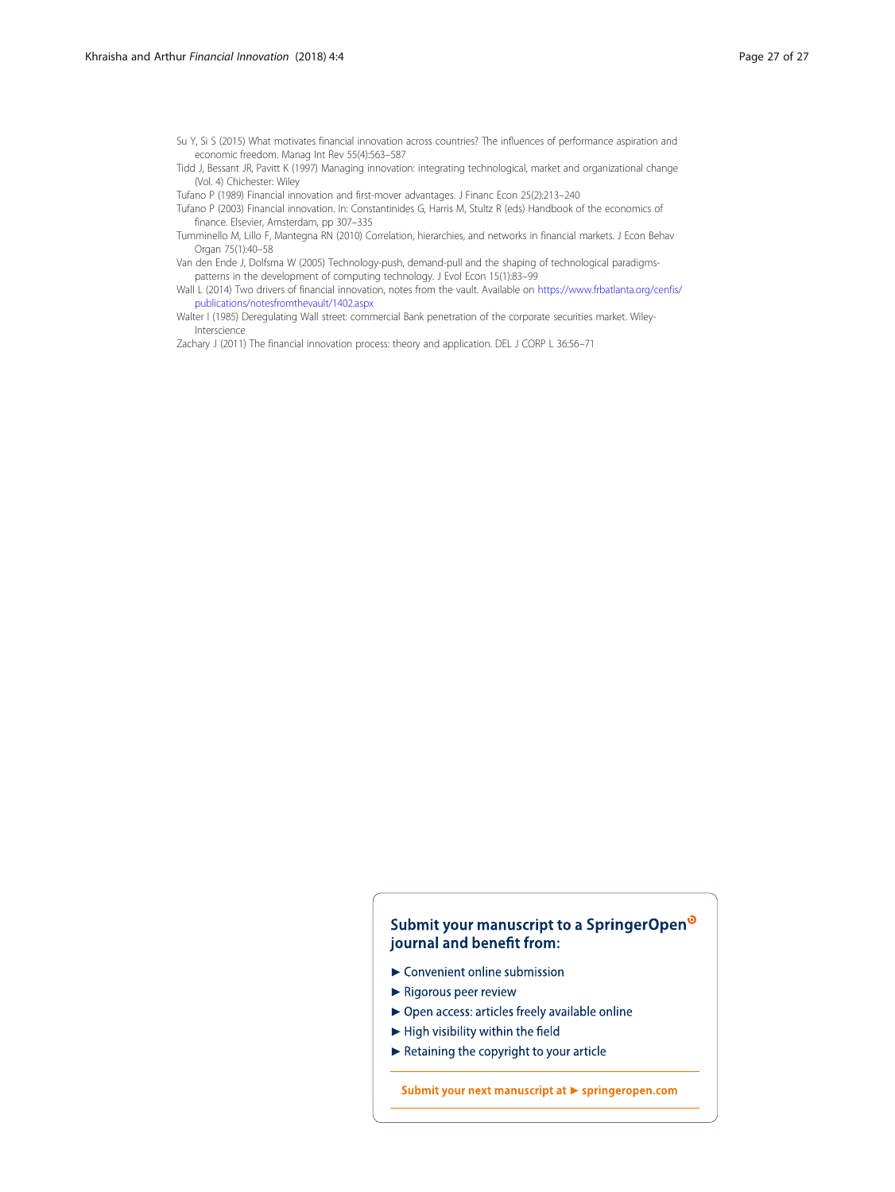Su Y, Si S (2015) What motivates financial innovation across countries? The influences of performance aspiration and economic freedom. Manag Int Rev 55(4):563–587

Tidd J, Bessant JR, Pavitt K (1997) Managing innovation: integrating technological, market and organizational change (Vol. 4) Chichester: Wiley

Tufano P (1989) Financial innovation and first-mover advantages. J Financ Econ 25(2):213–240

Tufano P (2003) Financial innovation. In: Constantinides G, Harris M, Stultz R (eds) Handbook of the economics of finance. Elsevier, Amsterdam, pp 307–335

Tumminello M, Lillo F, Mantegna RN (2010) Correlation, hierarchies, and networks in financial markets. J Econ Behav Organ 75(1):40–58

Van den Ende J, Dolfsma W (2005) Technology-push, demand-pull and the shaping of technological paradigms-patterns in the development of computing technology. J Evol Econ 15(1):83–99

Wall L (2014) Two drivers of financial innovation, notes from the vault. Available on https://www.frbatlanta.org/cenfis/publications/notesfromthevault/1402.aspx

Walter I (1985) Deregulating Wall street: commercial Bank penetration of the corporate securities market. Wiley-Interscience

Zachary J (2011) The financial innovation process: theory and application. DEL J CORP L 36:56–71

**Submit your manuscript to a SpringerOpen journal and benefit from:**

- ► Convenient online submission
- ► Rigorous peer review
- ► Open access: articles freely available online
- ► High visibility within the field
- ► Retaining the copyright to your article

**Submit your next manuscript at ► springeropen.com**